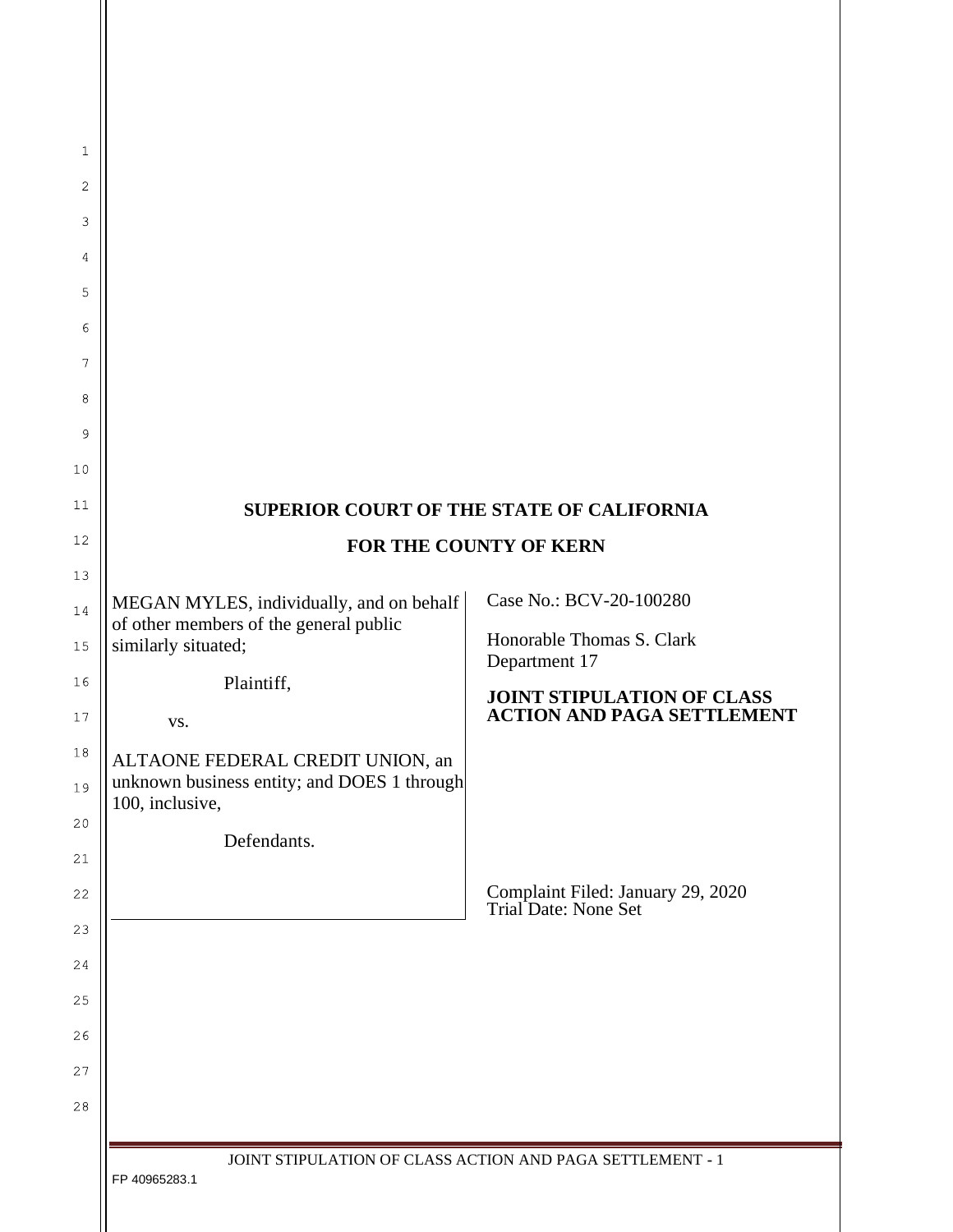**SUPERIOR COURT OF THE STATE OF CALIFORNIA**

**FOR THE COUNTY OF KERN**

| | |
|---|---|
| MEGAN MYLES, individually, and on behalf of other members of the general public similarly situated;<br><br>Plaintiff,<br><br>vs.<br><br>ALTAONE FEDERAL CREDIT UNION, an unknown business entity; and DOES 1 through 100, inclusive,<br><br>Defendants. | Case No.: BCV-20-100280<br><br>Honorable Thomas S. Clark<br>Department 17<br><br>**JOINT STIPULATION OF CLASS ACTION AND PAGA SETTLEMENT**<br><br>Complaint Filed: January 29, 2020<br>Trial Date: None Set |

FP 40965283.1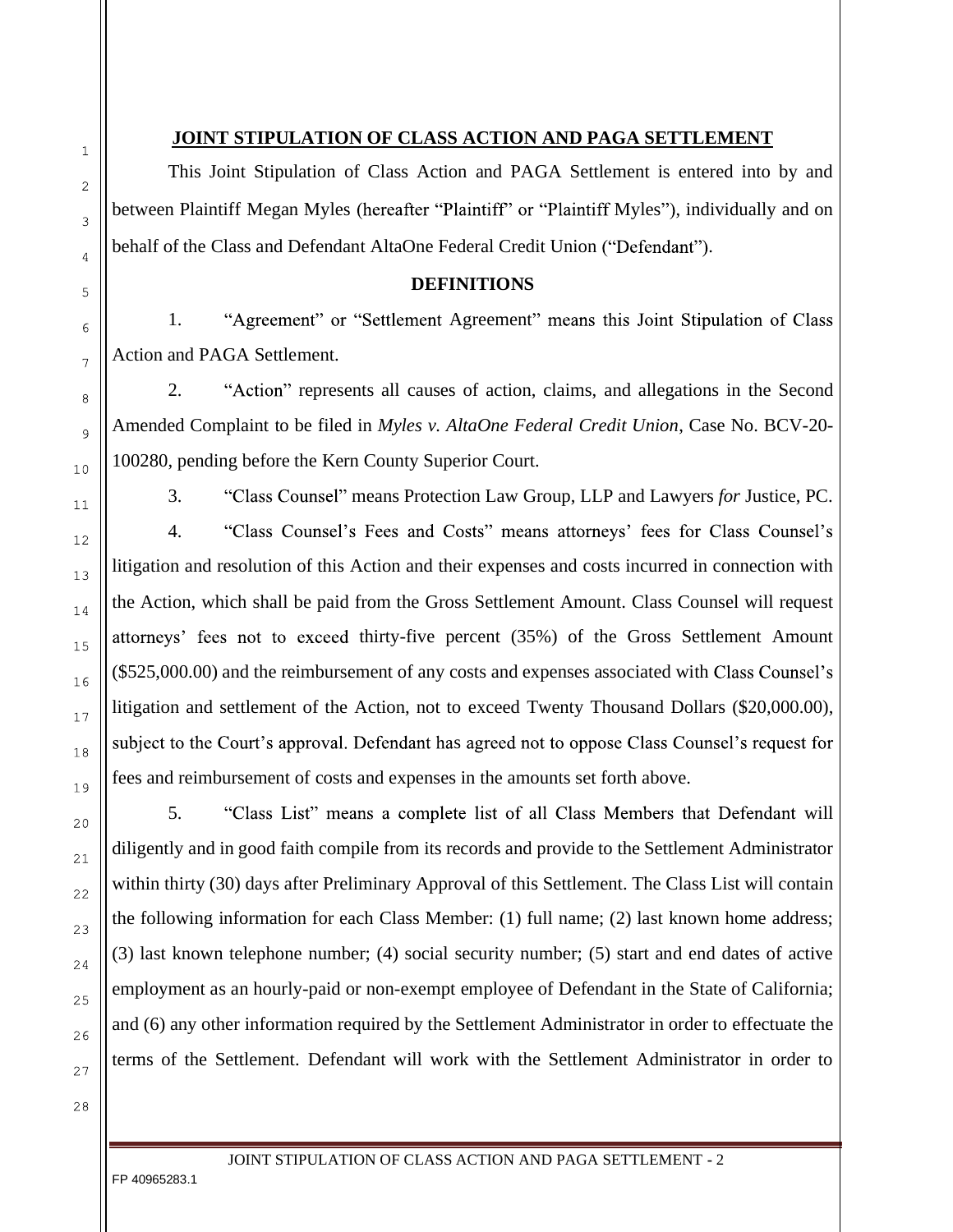**JOINT STIPULATION OF CLASS ACTION AND PAGA SETTLEMENT**

This Joint Stipulation of Class Action and PAGA Settlement is entered into by and between Plaintiff Megan Myles (hereafter "Plaintiff" or "Plaintiff Myles"), individually and on behalf of the Class and Defendant AltaOne Federal Credit Union ("Defendant").

**DEFINITIONS**

1. "Agreement" or "Settlement Agreement" means this Joint Stipulation of Class Action and PAGA Settlement.

2. "Action" represents all causes of action, claims, and allegations in the Second Amended Complaint to be filed in *Myles v. AltaOne Federal Credit Union*, Case No. BCV-20-100280, pending before the Kern County Superior Court.

3. "Class Counsel" means Protection Law Group, LLP and Lawyers *for* Justice, PC.

4. "Class Counsel's Fees and Costs" means attorneys' fees for Class Counsel's litigation and resolution of this Action and their expenses and costs incurred in connection with the Action, which shall be paid from the Gross Settlement Amount. Class Counsel will request attorneys' fees not to exceed thirty-five percent (35%) of the Gross Settlement Amount ($525,000.00) and the reimbursement of any costs and expenses associated with Class Counsel's litigation and settlement of the Action, not to exceed Twenty Thousand Dollars ($20,000.00), subject to the Court's approval. Defendant has agreed not to oppose Class Counsel's request for fees and reimbursement of costs and expenses in the amounts set forth above.

5. "Class List" means a complete list of all Class Members that Defendant will diligently and in good faith compile from its records and provide to the Settlement Administrator within thirty (30) days after Preliminary Approval of this Settlement. The Class List will contain the following information for each Class Member: (1) full name; (2) last known home address; (3) last known telephone number; (4) social security number; (5) start and end dates of active employment as an hourly-paid or non-exempt employee of Defendant in the State of California; and (6) any other information required by the Settlement Administrator in order to effectuate the terms of the Settlement. Defendant will work with the Settlement Administrator in order to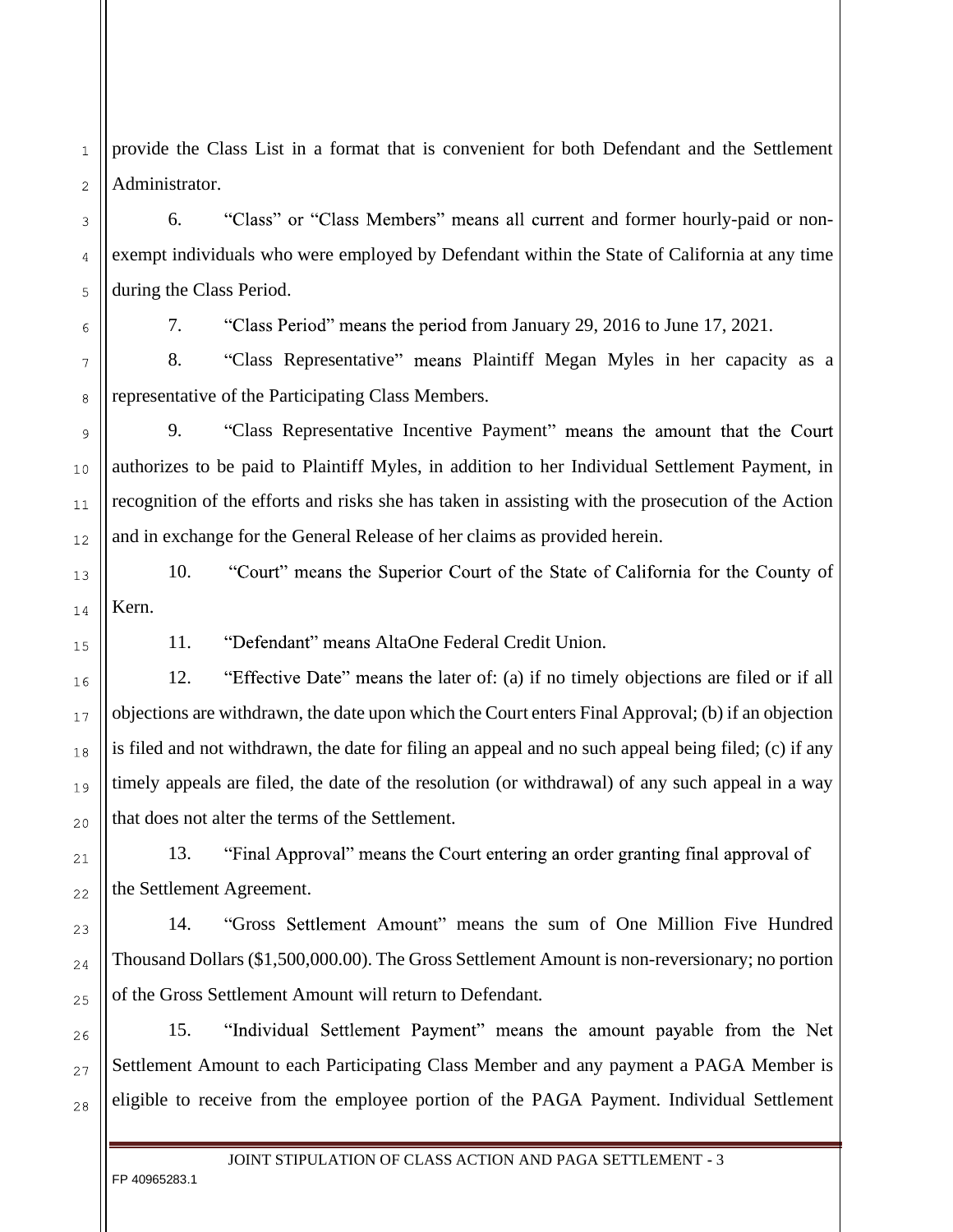provide the Class List in a format that is convenient for both Defendant and the Settlement Administrator.

6. "Class" or "Class Members" means all current and former hourly-paid or non-exempt individuals who were employed by Defendant within the State of California at any time during the Class Period.

7. "Class Period" means the period from January 29, 2016 to June 17, 2021.

8. "Class Representative" means Plaintiff Megan Myles in her capacity as a representative of the Participating Class Members.

9. "Class Representative Incentive Payment" means the amount that the Court authorizes to be paid to Plaintiff Myles, in addition to her Individual Settlement Payment, in recognition of the efforts and risks she has taken in assisting with the prosecution of the Action and in exchange for the General Release of her claims as provided herein.

10. "Court" means the Superior Court of the State of California for the County of Kern.

11. "Defendant" means AltaOne Federal Credit Union.

12. "Effective Date" means the later of: (a) if no timely objections are filed or if all objections are withdrawn, the date upon which the Court enters Final Approval; (b) if an objection is filed and not withdrawn, the date for filing an appeal and no such appeal being filed; (c) if any timely appeals are filed, the date of the resolution (or withdrawal) of any such appeal in a way that does not alter the terms of the Settlement.

13. "Final Approval" means the Court entering an order granting final approval of the Settlement Agreement.

14. "Gross Settlement Amount" means the sum of One Million Five Hundred Thousand Dollars ($1,500,000.00). The Gross Settlement Amount is non-reversionary; no portion of the Gross Settlement Amount will return to Defendant.

15. "Individual Settlement Payment" means the amount payable from the Net Settlement Amount to each Participating Class Member and any payment a PAGA Member is eligible to receive from the employee portion of the PAGA Payment. Individual Settlement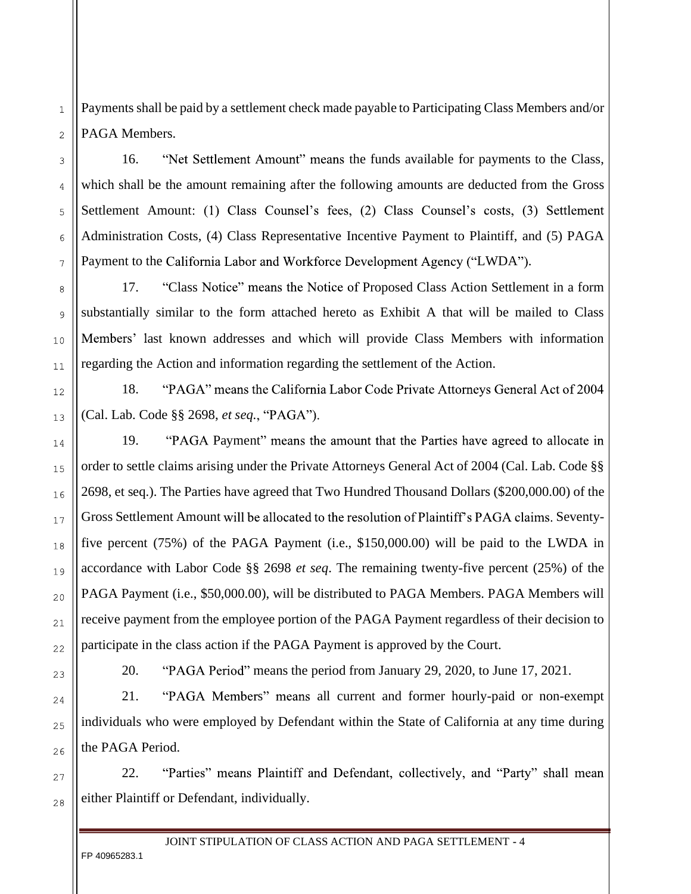Payments shall be paid by a settlement check made payable to Participating Class Members and/or PAGA Members.

16. "Net Settlement Amount" means the funds available for payments to the Class, which shall be the amount remaining after the following amounts are deducted from the Gross Settlement Amount: (1) Class Counsel's fees, (2) Class Counsel's costs, (3) Settlement Administration Costs, (4) Class Representative Incentive Payment to Plaintiff, and (5) PAGA Payment to the California Labor and Workforce Development Agency ("LWDA").

17. "Class Notice" means the Notice of Proposed Class Action Settlement in a form substantially similar to the form attached hereto as Exhibit A that will be mailed to Class Members' last known addresses and which will provide Class Members with information regarding the Action and information regarding the settlement of the Action.

18. "PAGA" means the California Labor Code Private Attorneys General Act of 2004 (Cal. Lab. Code §§ 2698, *et seq.*, "PAGA").

19. "PAGA Payment" means the amount that the Parties have agreed to allocate in order to settle claims arising under the Private Attorneys General Act of 2004 (Cal. Lab. Code §§ 2698, et seq.). The Parties have agreed that Two Hundred Thousand Dollars ($200,000.00) of the Gross Settlement Amount will be allocated to the resolution of Plaintiff's PAGA claims. Seventy-five percent (75%) of the PAGA Payment (i.e., $150,000.00) will be paid to the LWDA in accordance with Labor Code §§ 2698 *et seq*. The remaining twenty-five percent (25%) of the PAGA Payment (i.e., $50,000.00), will be distributed to PAGA Members. PAGA Members will receive payment from the employee portion of the PAGA Payment regardless of their decision to participate in the class action if the PAGA Payment is approved by the Court.

20. "PAGA Period" means the period from January 29, 2020, to June 17, 2021.

21. "PAGA Members" means all current and former hourly-paid or non-exempt individuals who were employed by Defendant within the State of California at any time during the PAGA Period.

22. "Parties" means Plaintiff and Defendant, collectively, and "Party" shall mean either Plaintiff or Defendant, individually.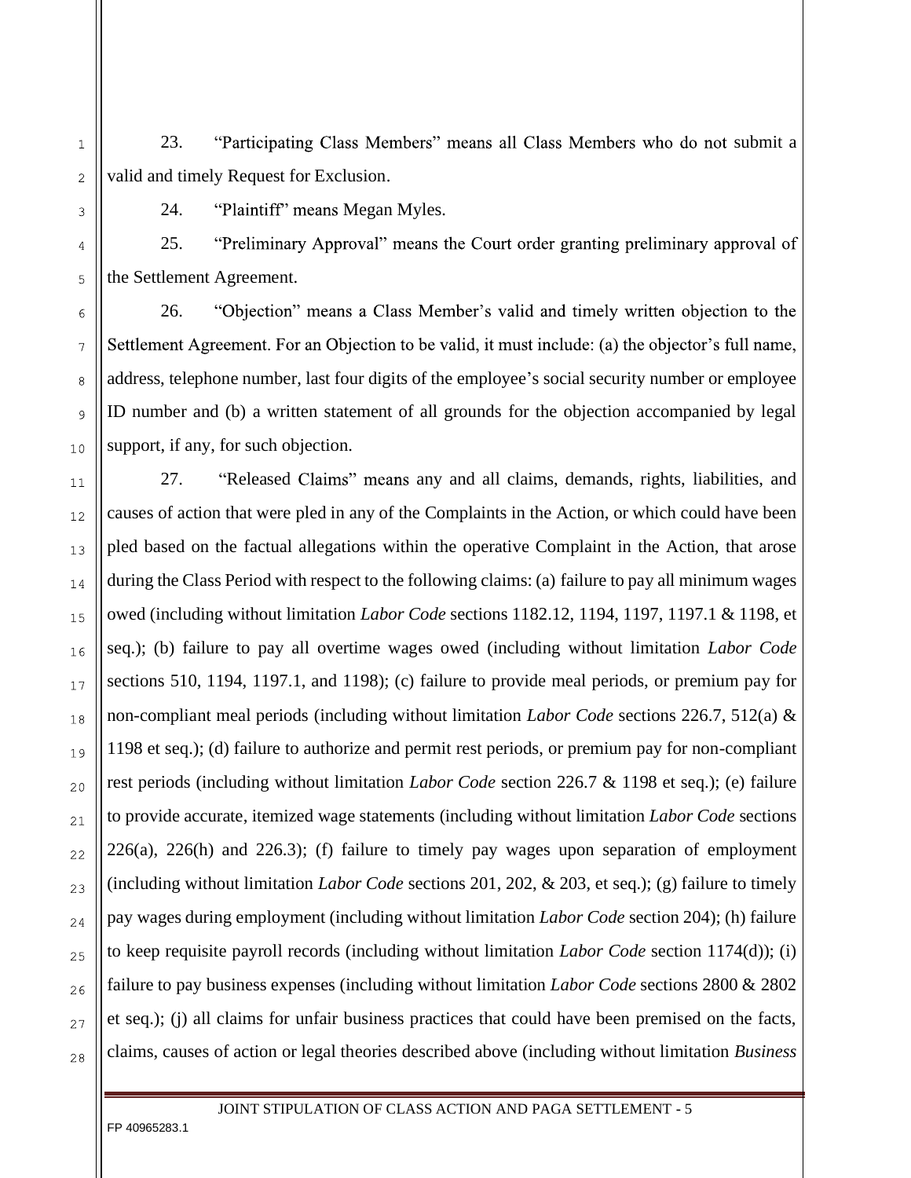23. "Participating Class Members" means all Class Members who do not submit a valid and timely Request for Exclusion.

24. "Plaintiff" means Megan Myles.

25. "Preliminary Approval" means the Court order granting preliminary approval of the Settlement Agreement.

26. "Objection" means a Class Member's valid and timely written objection to the Settlement Agreement. For an Objection to be valid, it must include: (a) the objector's full name, address, telephone number, last four digits of the employee's social security number or employee ID number and (b) a written statement of all grounds for the objection accompanied by legal support, if any, for such objection.

27. "Released Claims" means any and all claims, demands, rights, liabilities, and causes of action that were pled in any of the Complaints in the Action, or which could have been pled based on the factual allegations within the operative Complaint in the Action, that arose during the Class Period with respect to the following claims: (a) failure to pay all minimum wages owed (including without limitation *Labor Code* sections 1182.12, 1194, 1197, 1197.1 & 1198, et seq.); (b) failure to pay all overtime wages owed (including without limitation *Labor Code* sections 510, 1194, 1197.1, and 1198); (c) failure to provide meal periods, or premium pay for non-compliant meal periods (including without limitation *Labor Code* sections 226.7, 512(a) & 1198 et seq.); (d) failure to authorize and permit rest periods, or premium pay for non-compliant rest periods (including without limitation *Labor Code* section 226.7 & 1198 et seq.); (e) failure to provide accurate, itemized wage statements (including without limitation *Labor Code* sections 226(a), 226(h) and 226.3); (f) failure to timely pay wages upon separation of employment (including without limitation *Labor Code* sections 201, 202, & 203, et seq.); (g) failure to timely pay wages during employment (including without limitation *Labor Code* section 204); (h) failure to keep requisite payroll records (including without limitation *Labor Code* section 1174(d)); (i) failure to pay business expenses (including without limitation *Labor Code* sections 2800 & 2802 et seq.); (j) all claims for unfair business practices that could have been premised on the facts, claims, causes of action or legal theories described above (including without limitation *Business*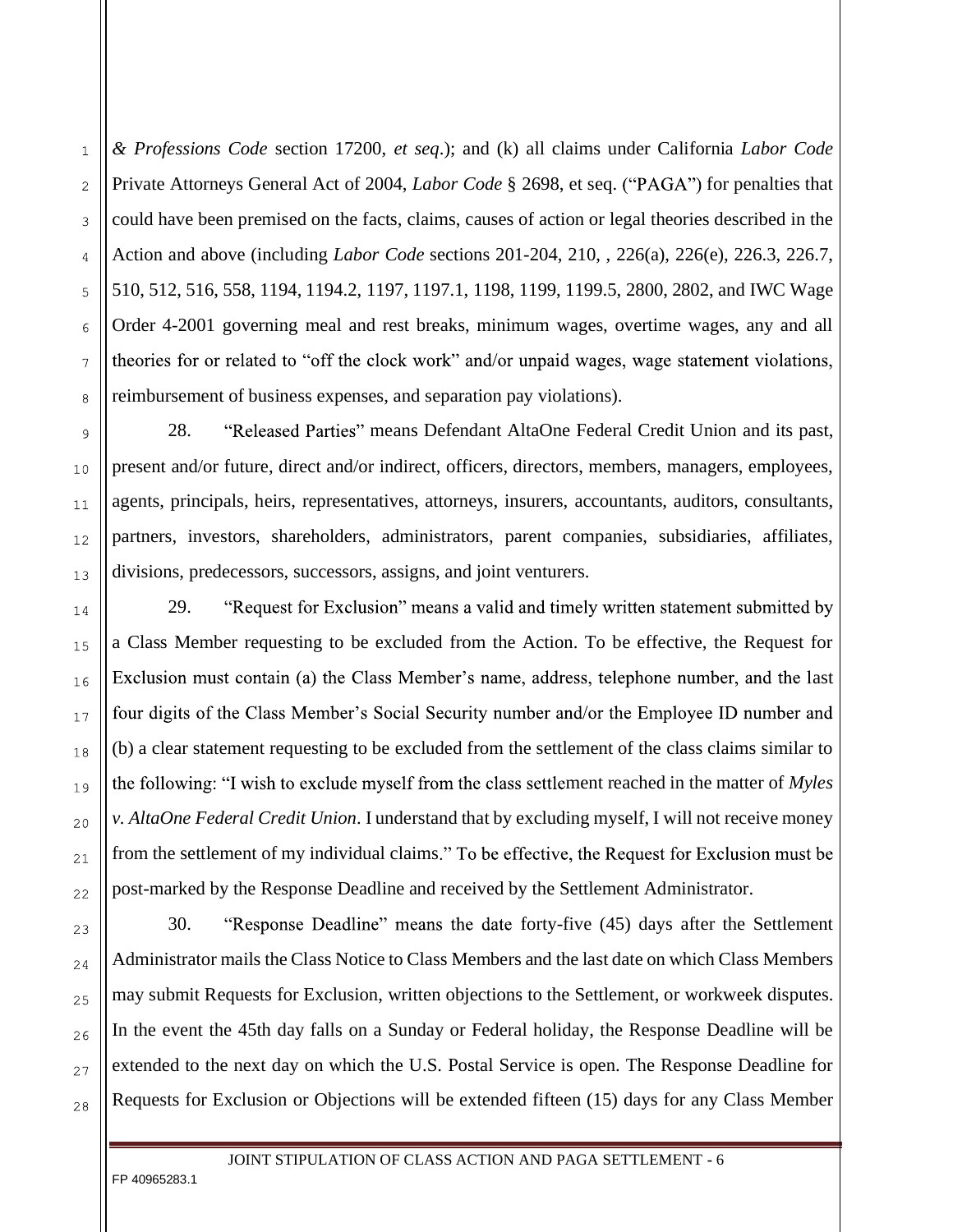*& Professions Code* section 17200, *et seq*.); and (k) all claims under California *Labor Code* Private Attorneys General Act of 2004, *Labor Code* § 2698, et seq. ("PAGA") for penalties that could have been premised on the facts, claims, causes of action or legal theories described in the Action and above (including *Labor Code* sections 201-204, 210, , 226(a), 226(e), 226.3, 226.7, 510, 512, 516, 558, 1194, 1194.2, 1197, 1197.1, 1198, 1199, 1199.5, 2800, 2802, and IWC Wage Order 4-2001 governing meal and rest breaks, minimum wages, overtime wages, any and all theories for or related to "off the clock work" and/or unpaid wages, wage statement violations, reimbursement of business expenses, and separation pay violations).

28. "Released Parties" means Defendant AltaOne Federal Credit Union and its past, present and/or future, direct and/or indirect, officers, directors, members, managers, employees, agents, principals, heirs, representatives, attorneys, insurers, accountants, auditors, consultants, partners, investors, shareholders, administrators, parent companies, subsidiaries, affiliates, divisions, predecessors, successors, assigns, and joint venturers.

29. "Request for Exclusion" means a valid and timely written statement submitted by a Class Member requesting to be excluded from the Action. To be effective, the Request for Exclusion must contain (a) the Class Member's name, address, telephone number, and the last four digits of the Class Member's Social Security number and/or the Employee ID number and (b) a clear statement requesting to be excluded from the settlement of the class claims similar to the following: "I wish to exclude myself from the class settlement reached in the matter of *Myles v. AltaOne Federal Credit Union*. I understand that by excluding myself, I will not receive money from the settlement of my individual claims." To be effective, the Request for Exclusion must be post-marked by the Response Deadline and received by the Settlement Administrator.

30. "Response Deadline" means the date forty-five (45) days after the Settlement Administrator mails the Class Notice to Class Members and the last date on which Class Members may submit Requests for Exclusion, written objections to the Settlement, or workweek disputes. In the event the 45th day falls on a Sunday or Federal holiday, the Response Deadline will be extended to the next day on which the U.S. Postal Service is open. The Response Deadline for Requests for Exclusion or Objections will be extended fifteen (15) days for any Class Member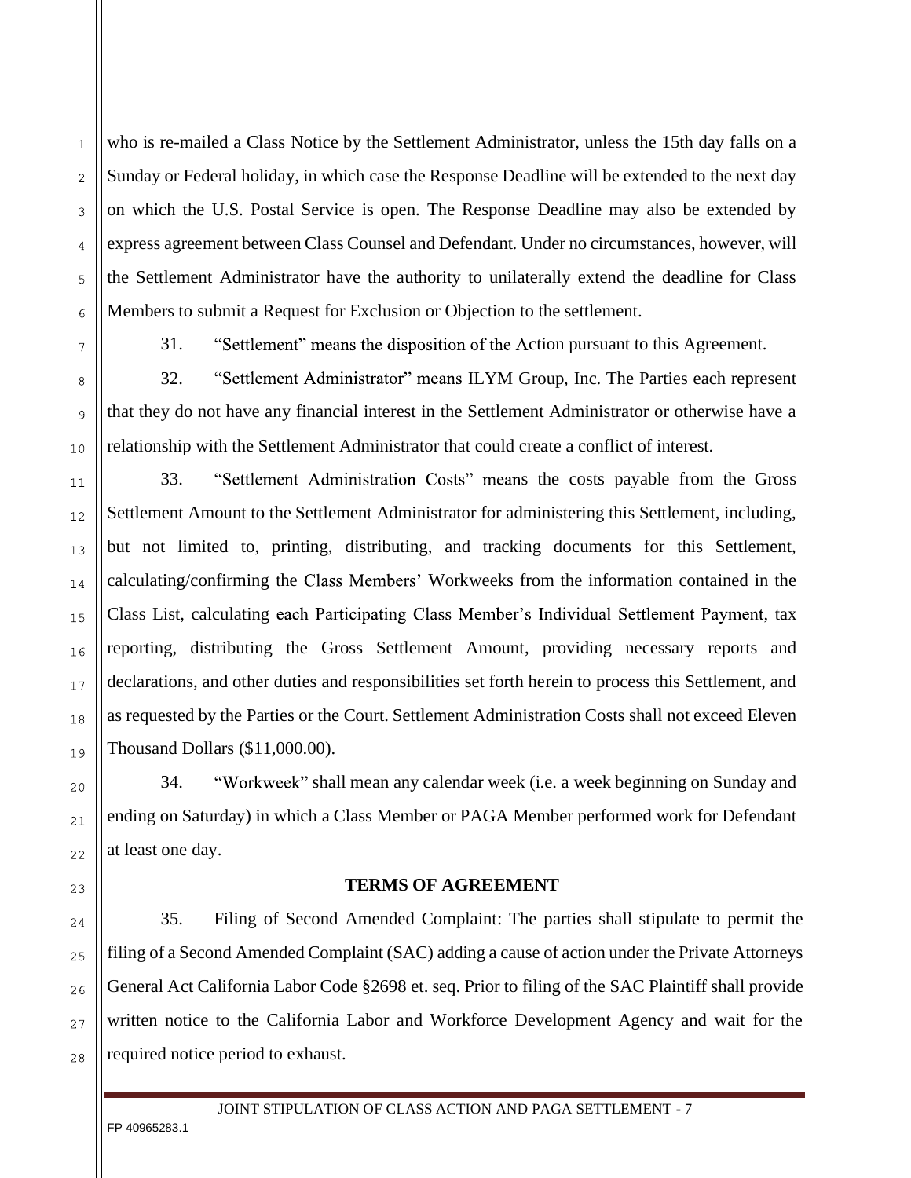who is re-mailed a Class Notice by the Settlement Administrator, unless the 15th day falls on a Sunday or Federal holiday, in which case the Response Deadline will be extended to the next day on which the U.S. Postal Service is open. The Response Deadline may also be extended by express agreement between Class Counsel and Defendant. Under no circumstances, however, will the Settlement Administrator have the authority to unilaterally extend the deadline for Class Members to submit a Request for Exclusion or Objection to the settlement.

31. "Settlement" means the disposition of the Action pursuant to this Agreement.

32. "Settlement Administrator" means ILYM Group, Inc. The Parties each represent that they do not have any financial interest in the Settlement Administrator or otherwise have a relationship with the Settlement Administrator that could create a conflict of interest.

33. "Settlement Administration Costs" means the costs payable from the Gross Settlement Amount to the Settlement Administrator for administering this Settlement, including, but not limited to, printing, distributing, and tracking documents for this Settlement, calculating/confirming the Class Members' Workweeks from the information contained in the Class List, calculating each Participating Class Member's Individual Settlement Payment, tax reporting, distributing the Gross Settlement Amount, providing necessary reports and declarations, and other duties and responsibilities set forth herein to process this Settlement, and as requested by the Parties or the Court. Settlement Administration Costs shall not exceed Eleven Thousand Dollars ($11,000.00).

34. "Workweek" shall mean any calendar week (i.e. a week beginning on Sunday and ending on Saturday) in which a Class Member or PAGA Member performed work for Defendant at least one day.

**TERMS OF AGREEMENT**

35. Filing of Second Amended Complaint: The parties shall stipulate to permit the filing of a Second Amended Complaint (SAC) adding a cause of action under the Private Attorneys General Act California Labor Code §2698 et. seq. Prior to filing of the SAC Plaintiff shall provide written notice to the California Labor and Workforce Development Agency and wait for the required notice period to exhaust.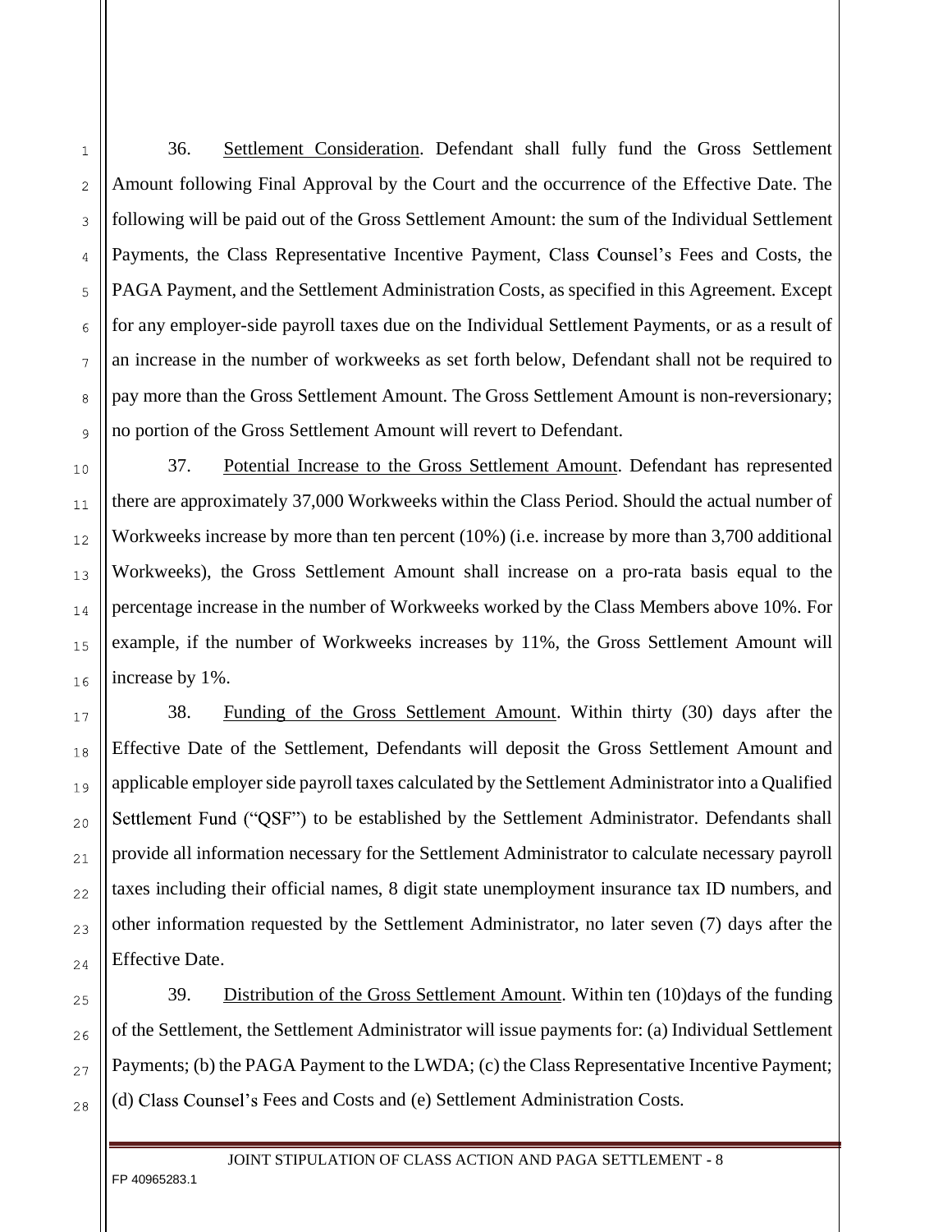36. Settlement Consideration. Defendant shall fully fund the Gross Settlement Amount following Final Approval by the Court and the occurrence of the Effective Date. The following will be paid out of the Gross Settlement Amount: the sum of the Individual Settlement Payments, the Class Representative Incentive Payment, Class Counsel's Fees and Costs, the PAGA Payment, and the Settlement Administration Costs, as specified in this Agreement. Except for any employer-side payroll taxes due on the Individual Settlement Payments, or as a result of an increase in the number of workweeks as set forth below, Defendant shall not be required to pay more than the Gross Settlement Amount. The Gross Settlement Amount is non-reversionary; no portion of the Gross Settlement Amount will revert to Defendant.

37. Potential Increase to the Gross Settlement Amount. Defendant has represented there are approximately 37,000 Workweeks within the Class Period. Should the actual number of Workweeks increase by more than ten percent (10%) (i.e. increase by more than 3,700 additional Workweeks), the Gross Settlement Amount shall increase on a pro-rata basis equal to the percentage increase in the number of Workweeks worked by the Class Members above 10%. For example, if the number of Workweeks increases by 11%, the Gross Settlement Amount will increase by 1%.

38. Funding of the Gross Settlement Amount. Within thirty (30) days after the Effective Date of the Settlement, Defendants will deposit the Gross Settlement Amount and applicable employer side payroll taxes calculated by the Settlement Administrator into a Qualified Settlement Fund ("QSF") to be established by the Settlement Administrator. Defendants shall provide all information necessary for the Settlement Administrator to calculate necessary payroll taxes including their official names, 8 digit state unemployment insurance tax ID numbers, and other information requested by the Settlement Administrator, no later seven (7) days after the Effective Date.

39. Distribution of the Gross Settlement Amount. Within ten (10)days of the funding of the Settlement, the Settlement Administrator will issue payments for: (a) Individual Settlement Payments; (b) the PAGA Payment to the LWDA; (c) the Class Representative Incentive Payment; (d) Class Counsel's Fees and Costs and (e) Settlement Administration Costs.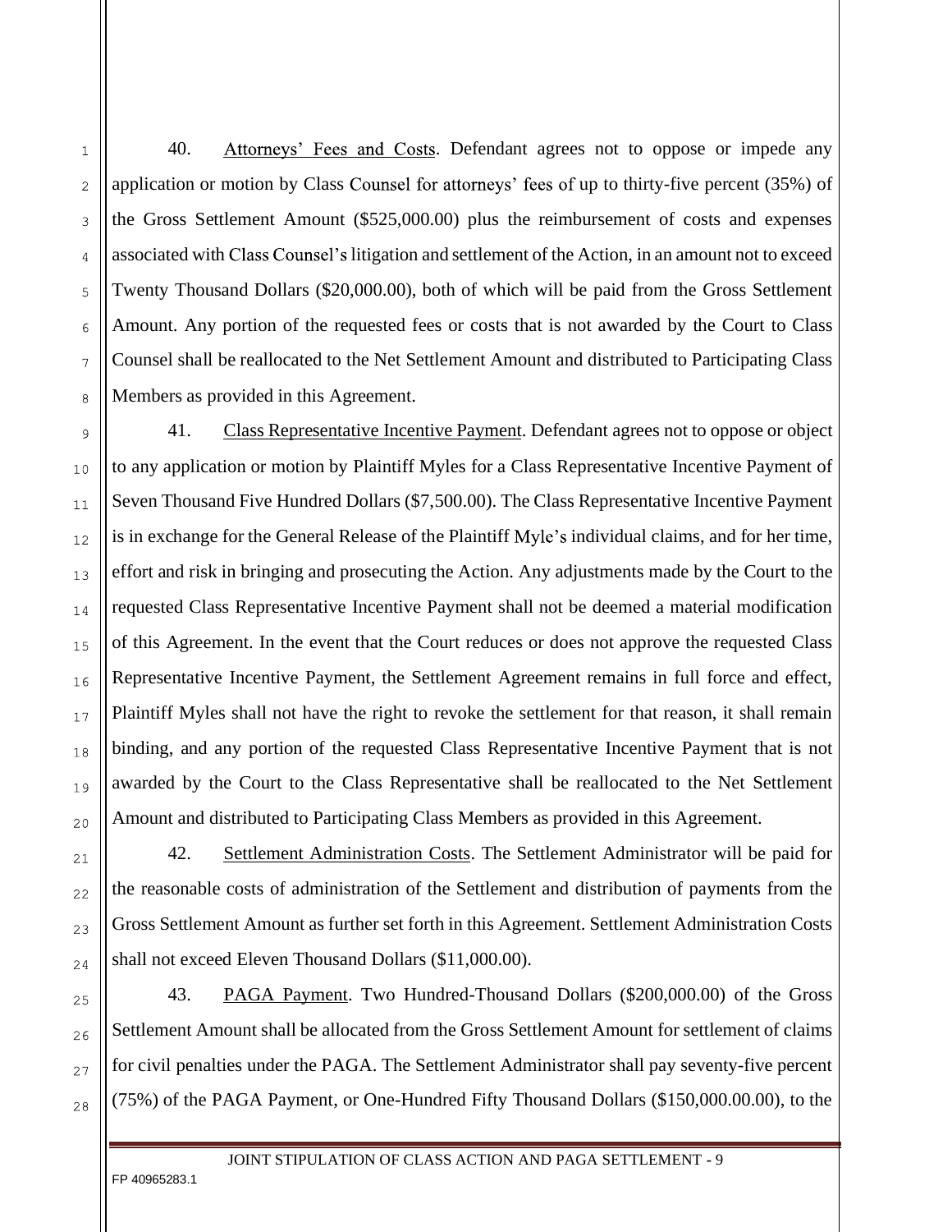40. Attorneys' Fees and Costs. Defendant agrees not to oppose or impede any application or motion by Class Counsel for attorneys' fees of up to thirty-five percent (35%) of the Gross Settlement Amount ($525,000.00) plus the reimbursement of costs and expenses associated with Class Counsel's litigation and settlement of the Action, in an amount not to exceed Twenty Thousand Dollars ($20,000.00), both of which will be paid from the Gross Settlement Amount. Any portion of the requested fees or costs that is not awarded by the Court to Class Counsel shall be reallocated to the Net Settlement Amount and distributed to Participating Class Members as provided in this Agreement.

41. Class Representative Incentive Payment. Defendant agrees not to oppose or object to any application or motion by Plaintiff Myles for a Class Representative Incentive Payment of Seven Thousand Five Hundred Dollars ($7,500.00). The Class Representative Incentive Payment is in exchange for the General Release of the Plaintiff Myle's individual claims, and for her time, effort and risk in bringing and prosecuting the Action. Any adjustments made by the Court to the requested Class Representative Incentive Payment shall not be deemed a material modification of this Agreement. In the event that the Court reduces or does not approve the requested Class Representative Incentive Payment, the Settlement Agreement remains in full force and effect, Plaintiff Myles shall not have the right to revoke the settlement for that reason, it shall remain binding, and any portion of the requested Class Representative Incentive Payment that is not awarded by the Court to the Class Representative shall be reallocated to the Net Settlement Amount and distributed to Participating Class Members as provided in this Agreement.

42. Settlement Administration Costs. The Settlement Administrator will be paid for the reasonable costs of administration of the Settlement and distribution of payments from the Gross Settlement Amount as further set forth in this Agreement. Settlement Administration Costs shall not exceed Eleven Thousand Dollars ($11,000.00).

43. PAGA Payment. Two Hundred-Thousand Dollars ($200,000.00) of the Gross Settlement Amount shall be allocated from the Gross Settlement Amount for settlement of claims for civil penalties under the PAGA. The Settlement Administrator shall pay seventy-five percent (75%) of the PAGA Payment, or One-Hundred Fifty Thousand Dollars ($150,000.00.00), to the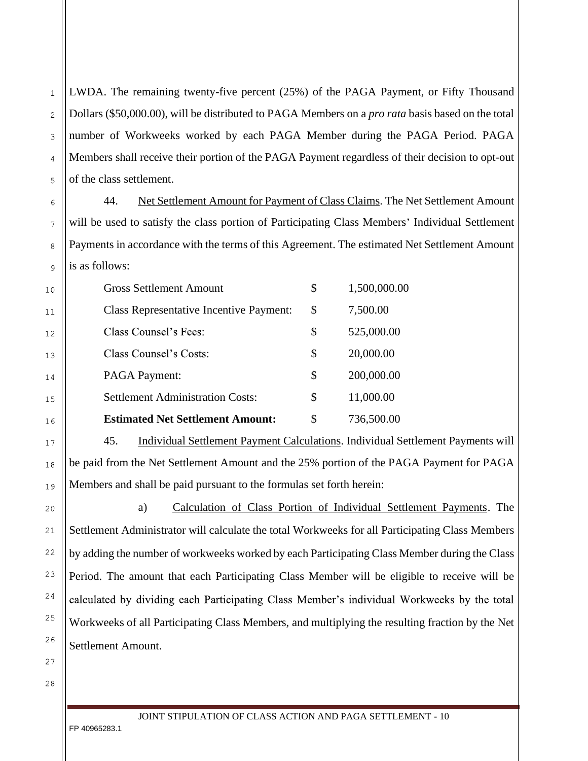LWDA. The remaining twenty-five percent (25%) of the PAGA Payment, or Fifty Thousand Dollars ($50,000.00), will be distributed to PAGA Members on a *pro rata* basis based on the total number of Workweeks worked by each PAGA Member during the PAGA Period. PAGA Members shall receive their portion of the PAGA Payment regardless of their decision to opt-out of the class settlement.

44. Net Settlement Amount for Payment of Class Claims. The Net Settlement Amount will be used to satisfy the class portion of Participating Class Members' Individual Settlement Payments in accordance with the terms of this Agreement. The estimated Net Settlement Amount is as follows:

| | | |
|---|---|---|
| Gross Settlement Amount | $ | 1,500,000.00 |
| Class Representative Incentive Payment: | $ | 7,500.00 |
| Class Counsel's Fees: | $ | 525,000.00 |
| Class Counsel's Costs: | $ | 20,000.00 |
| PAGA Payment: | $ | 200,000.00 |
| Settlement Administration Costs: | $ | 11,000.00 |
| **Estimated Net Settlement Amount:** | $ | 736,500.00 |

45. Individual Settlement Payment Calculations. Individual Settlement Payments will be paid from the Net Settlement Amount and the 25% portion of the PAGA Payment for PAGA Members and shall be paid pursuant to the formulas set forth herein:

a) Calculation of Class Portion of Individual Settlement Payments. The Settlement Administrator will calculate the total Workweeks for all Participating Class Members by adding the number of workweeks worked by each Participating Class Member during the Class Period. The amount that each Participating Class Member will be eligible to receive will be calculated by dividing each Participating Class Member's individual Workweeks by the total Workweeks of all Participating Class Members, and multiplying the resulting fraction by the Net Settlement Amount.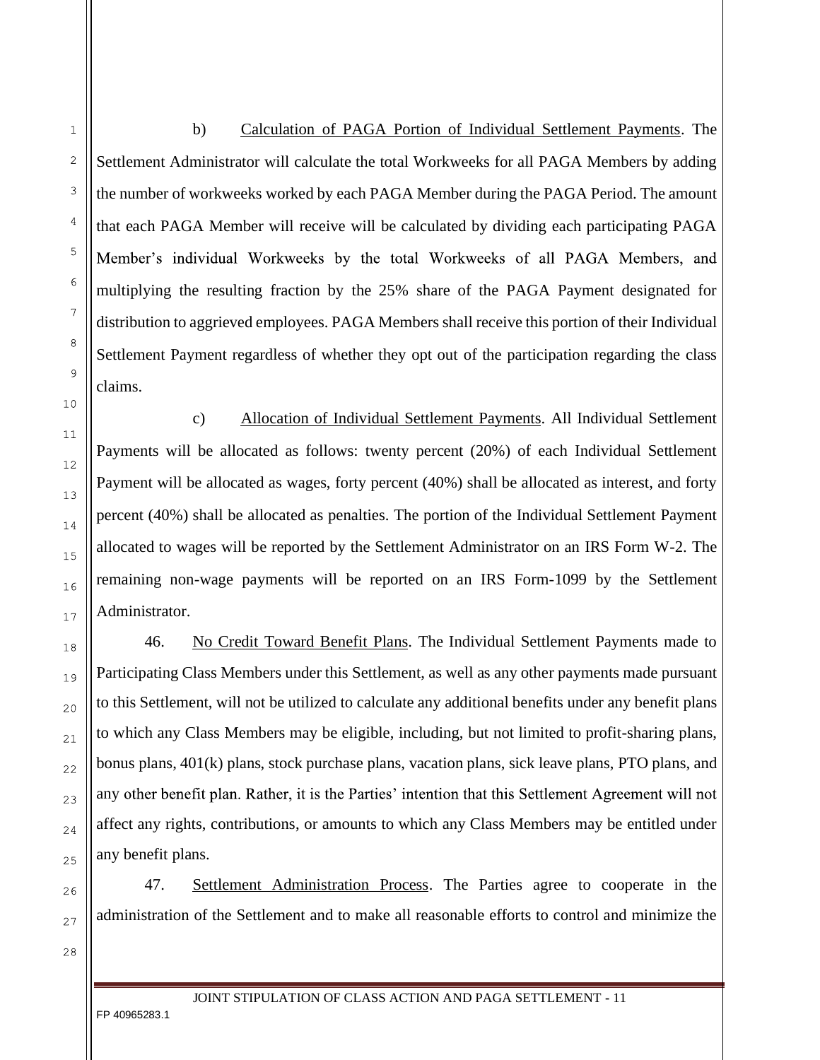b) Calculation of PAGA Portion of Individual Settlement Payments. The Settlement Administrator will calculate the total Workweeks for all PAGA Members by adding the number of workweeks worked by each PAGA Member during the PAGA Period. The amount that each PAGA Member will receive will be calculated by dividing each participating PAGA Member's individual Workweeks by the total Workweeks of all PAGA Members, and multiplying the resulting fraction by the 25% share of the PAGA Payment designated for distribution to aggrieved employees. PAGA Members shall receive this portion of their Individual Settlement Payment regardless of whether they opt out of the participation regarding the class claims.

c) Allocation of Individual Settlement Payments. All Individual Settlement Payments will be allocated as follows: twenty percent (20%) of each Individual Settlement Payment will be allocated as wages, forty percent (40%) shall be allocated as interest, and forty percent (40%) shall be allocated as penalties. The portion of the Individual Settlement Payment allocated to wages will be reported by the Settlement Administrator on an IRS Form W-2. The remaining non-wage payments will be reported on an IRS Form-1099 by the Settlement Administrator.

46. No Credit Toward Benefit Plans. The Individual Settlement Payments made to Participating Class Members under this Settlement, as well as any other payments made pursuant to this Settlement, will not be utilized to calculate any additional benefits under any benefit plans to which any Class Members may be eligible, including, but not limited to profit-sharing plans, bonus plans, 401(k) plans, stock purchase plans, vacation plans, sick leave plans, PTO plans, and any other benefit plan. Rather, it is the Parties' intention that this Settlement Agreement will not affect any rights, contributions, or amounts to which any Class Members may be entitled under any benefit plans.

47. Settlement Administration Process. The Parties agree to cooperate in the administration of the Settlement and to make all reasonable efforts to control and minimize the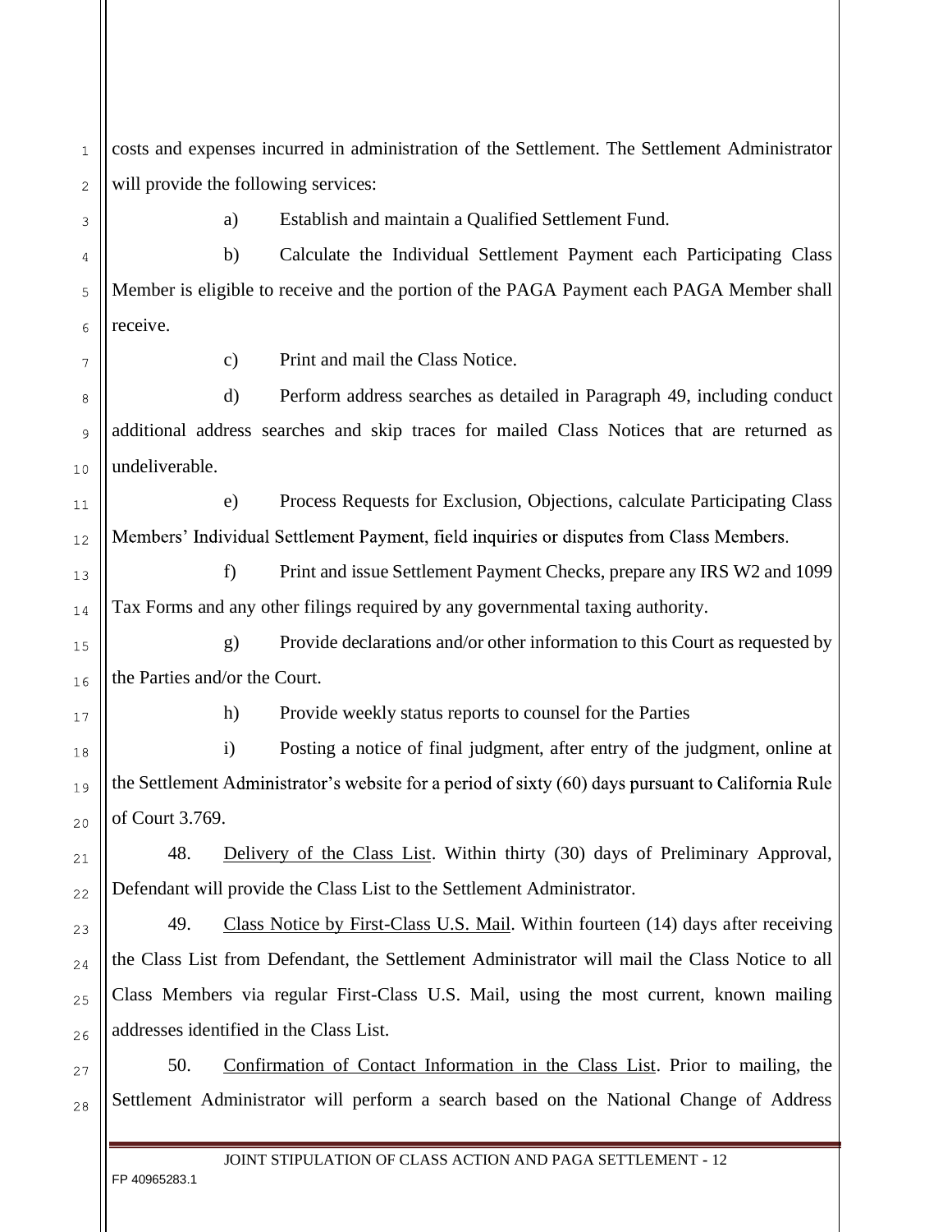costs and expenses incurred in administration of the Settlement. The Settlement Administrator will provide the following services:

a) Establish and maintain a Qualified Settlement Fund.

b) Calculate the Individual Settlement Payment each Participating Class Member is eligible to receive and the portion of the PAGA Payment each PAGA Member shall receive.

c) Print and mail the Class Notice.

d) Perform address searches as detailed in Paragraph 49, including conduct additional address searches and skip traces for mailed Class Notices that are returned as undeliverable.

e) Process Requests for Exclusion, Objections, calculate Participating Class Members' Individual Settlement Payment, field inquiries or disputes from Class Members.

f) Print and issue Settlement Payment Checks, prepare any IRS W2 and 1099 Tax Forms and any other filings required by any governmental taxing authority.

g) Provide declarations and/or other information to this Court as requested by the Parties and/or the Court.

h) Provide weekly status reports to counsel for the Parties

i) Posting a notice of final judgment, after entry of the judgment, online at the Settlement Administrator's website for a period of sixty (60) days pursuant to California Rule of Court 3.769.

48. Delivery of the Class List. Within thirty (30) days of Preliminary Approval, Defendant will provide the Class List to the Settlement Administrator.

49. Class Notice by First-Class U.S. Mail. Within fourteen (14) days after receiving the Class List from Defendant, the Settlement Administrator will mail the Class Notice to all Class Members via regular First-Class U.S. Mail, using the most current, known mailing addresses identified in the Class List.

50. Confirmation of Contact Information in the Class List. Prior to mailing, the Settlement Administrator will perform a search based on the National Change of Address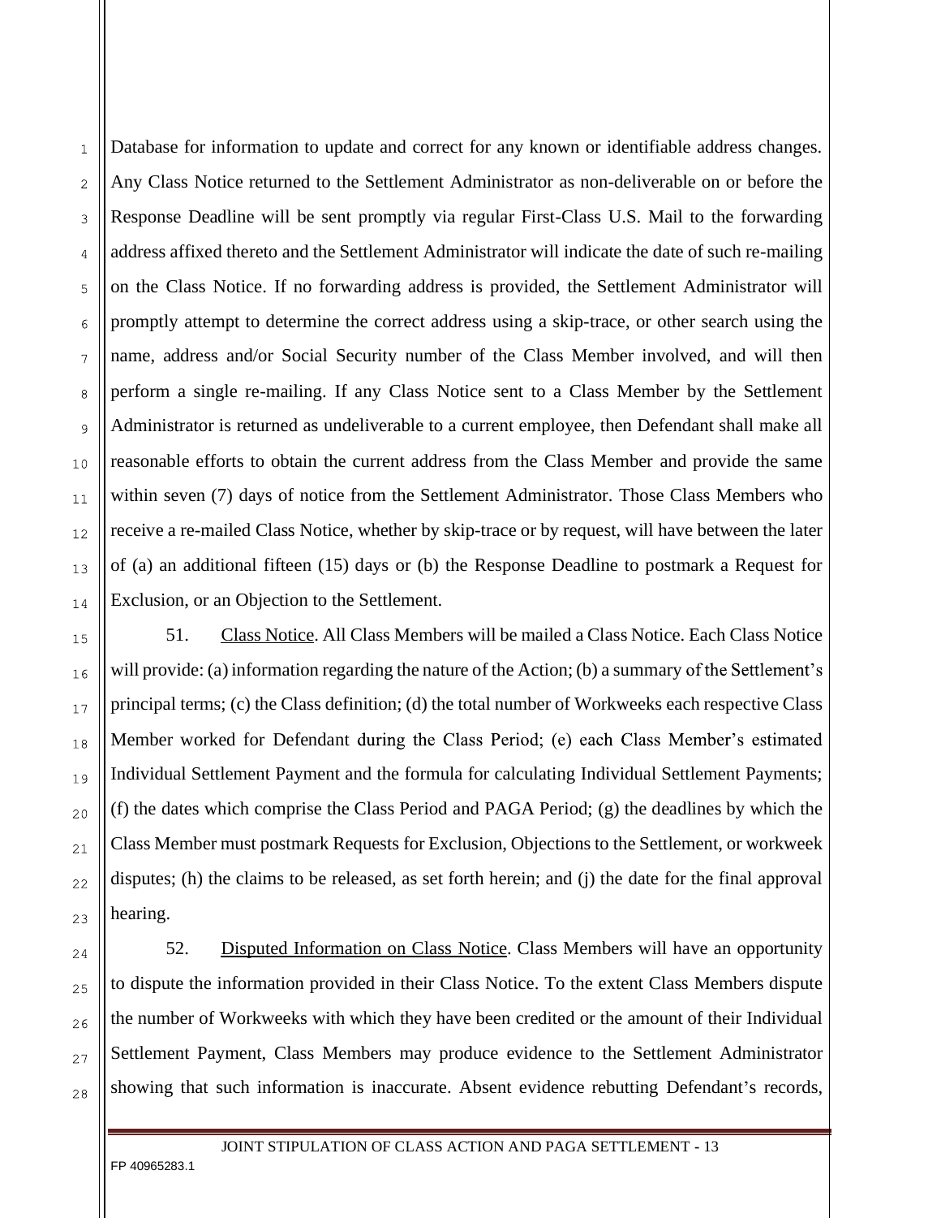Database for information to update and correct for any known or identifiable address changes. Any Class Notice returned to the Settlement Administrator as non-deliverable on or before the Response Deadline will be sent promptly via regular First-Class U.S. Mail to the forwarding address affixed thereto and the Settlement Administrator will indicate the date of such re-mailing on the Class Notice. If no forwarding address is provided, the Settlement Administrator will promptly attempt to determine the correct address using a skip-trace, or other search using the name, address and/or Social Security number of the Class Member involved, and will then perform a single re-mailing. If any Class Notice sent to a Class Member by the Settlement Administrator is returned as undeliverable to a current employee, then Defendant shall make all reasonable efforts to obtain the current address from the Class Member and provide the same within seven (7) days of notice from the Settlement Administrator. Those Class Members who receive a re-mailed Class Notice, whether by skip-trace or by request, will have between the later of (a) an additional fifteen (15) days or (b) the Response Deadline to postmark a Request for Exclusion, or an Objection to the Settlement.

51. Class Notice. All Class Members will be mailed a Class Notice. Each Class Notice will provide: (a) information regarding the nature of the Action; (b) a summary of the Settlement's principal terms; (c) the Class definition; (d) the total number of Workweeks each respective Class Member worked for Defendant during the Class Period; (e) each Class Member's estimated Individual Settlement Payment and the formula for calculating Individual Settlement Payments; (f) the dates which comprise the Class Period and PAGA Period; (g) the deadlines by which the Class Member must postmark Requests for Exclusion, Objections to the Settlement, or workweek disputes; (h) the claims to be released, as set forth herein; and (j) the date for the final approval hearing.

52. Disputed Information on Class Notice. Class Members will have an opportunity to dispute the information provided in their Class Notice. To the extent Class Members dispute the number of Workweeks with which they have been credited or the amount of their Individual Settlement Payment, Class Members may produce evidence to the Settlement Administrator showing that such information is inaccurate. Absent evidence rebutting Defendant's records,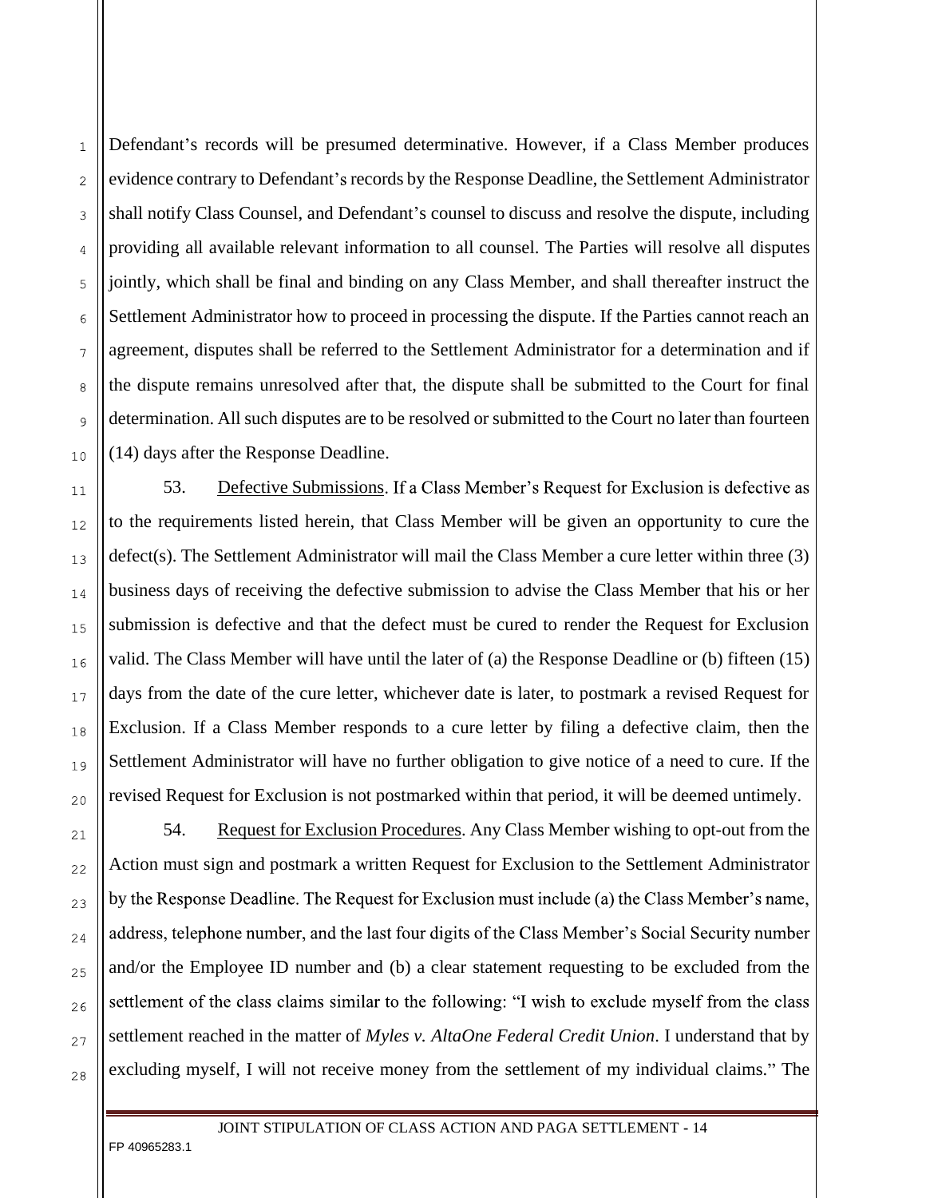Defendant's records will be presumed determinative. However, if a Class Member produces evidence contrary to Defendant's records by the Response Deadline, the Settlement Administrator shall notify Class Counsel, and Defendant's counsel to discuss and resolve the dispute, including providing all available relevant information to all counsel. The Parties will resolve all disputes jointly, which shall be final and binding on any Class Member, and shall thereafter instruct the Settlement Administrator how to proceed in processing the dispute. If the Parties cannot reach an agreement, disputes shall be referred to the Settlement Administrator for a determination and if the dispute remains unresolved after that, the dispute shall be submitted to the Court for final determination. All such disputes are to be resolved or submitted to the Court no later than fourteen (14) days after the Response Deadline.

53. Defective Submissions. If a Class Member's Request for Exclusion is defective as to the requirements listed herein, that Class Member will be given an opportunity to cure the defect(s). The Settlement Administrator will mail the Class Member a cure letter within three (3) business days of receiving the defective submission to advise the Class Member that his or her submission is defective and that the defect must be cured to render the Request for Exclusion valid. The Class Member will have until the later of (a) the Response Deadline or (b) fifteen (15) days from the date of the cure letter, whichever date is later, to postmark a revised Request for Exclusion. If a Class Member responds to a cure letter by filing a defective claim, then the Settlement Administrator will have no further obligation to give notice of a need to cure. If the revised Request for Exclusion is not postmarked within that period, it will be deemed untimely.

54. Request for Exclusion Procedures. Any Class Member wishing to opt-out from the Action must sign and postmark a written Request for Exclusion to the Settlement Administrator by the Response Deadline. The Request for Exclusion must include (a) the Class Member's name, address, telephone number, and the last four digits of the Class Member's Social Security number and/or the Employee ID number and (b) a clear statement requesting to be excluded from the settlement of the class claims similar to the following: "I wish to exclude myself from the class settlement reached in the matter of *Myles v. AltaOne Federal Credit Union*. I understand that by excluding myself, I will not receive money from the settlement of my individual claims." The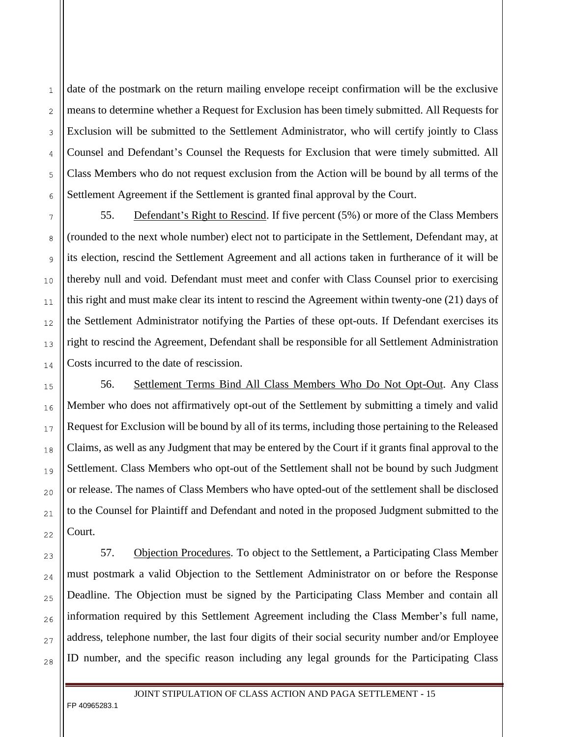date of the postmark on the return mailing envelope receipt confirmation will be the exclusive means to determine whether a Request for Exclusion has been timely submitted. All Requests for Exclusion will be submitted to the Settlement Administrator, who will certify jointly to Class Counsel and Defendant's Counsel the Requests for Exclusion that were timely submitted. All Class Members who do not request exclusion from the Action will be bound by all terms of the Settlement Agreement if the Settlement is granted final approval by the Court.

55. Defendant's Right to Rescind. If five percent (5%) or more of the Class Members (rounded to the next whole number) elect not to participate in the Settlement, Defendant may, at its election, rescind the Settlement Agreement and all actions taken in furtherance of it will be thereby null and void. Defendant must meet and confer with Class Counsel prior to exercising this right and must make clear its intent to rescind the Agreement within twenty-one (21) days of the Settlement Administrator notifying the Parties of these opt-outs. If Defendant exercises its right to rescind the Agreement, Defendant shall be responsible for all Settlement Administration Costs incurred to the date of rescission.

56. Settlement Terms Bind All Class Members Who Do Not Opt-Out. Any Class Member who does not affirmatively opt-out of the Settlement by submitting a timely and valid Request for Exclusion will be bound by all of its terms, including those pertaining to the Released Claims, as well as any Judgment that may be entered by the Court if it grants final approval to the Settlement. Class Members who opt-out of the Settlement shall not be bound by such Judgment or release. The names of Class Members who have opted-out of the settlement shall be disclosed to the Counsel for Plaintiff and Defendant and noted in the proposed Judgment submitted to the Court.

57. Objection Procedures. To object to the Settlement, a Participating Class Member must postmark a valid Objection to the Settlement Administrator on or before the Response Deadline. The Objection must be signed by the Participating Class Member and contain all information required by this Settlement Agreement including the Class Member's full name, address, telephone number, the last four digits of their social security number and/or Employee ID number, and the specific reason including any legal grounds for the Participating Class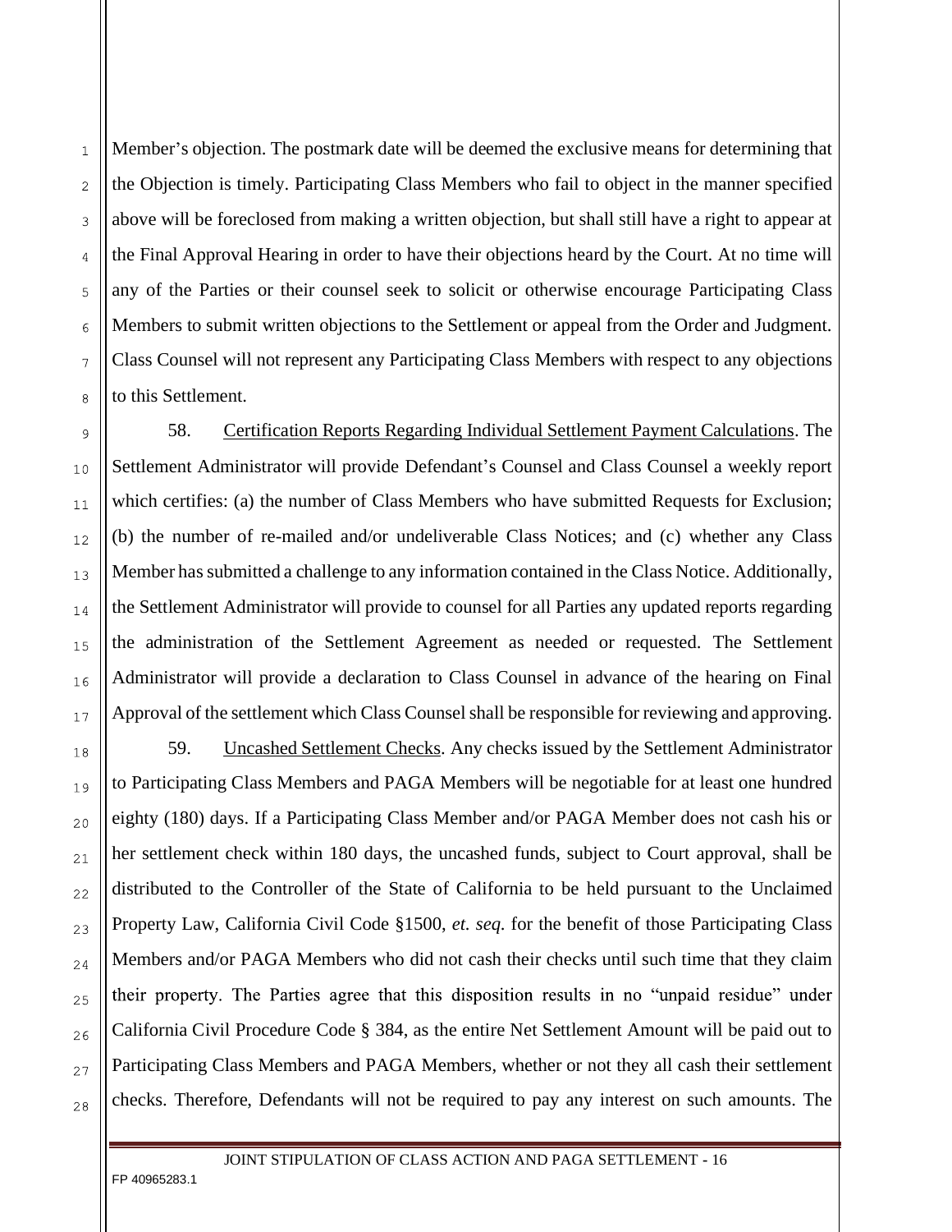Member's objection. The postmark date will be deemed the exclusive means for determining that the Objection is timely. Participating Class Members who fail to object in the manner specified above will be foreclosed from making a written objection, but shall still have a right to appear at the Final Approval Hearing in order to have their objections heard by the Court. At no time will any of the Parties or their counsel seek to solicit or otherwise encourage Participating Class Members to submit written objections to the Settlement or appeal from the Order and Judgment. Class Counsel will not represent any Participating Class Members with respect to any objections to this Settlement.

58. Certification Reports Regarding Individual Settlement Payment Calculations. The Settlement Administrator will provide Defendant's Counsel and Class Counsel a weekly report which certifies: (a) the number of Class Members who have submitted Requests for Exclusion; (b) the number of re-mailed and/or undeliverable Class Notices; and (c) whether any Class Member has submitted a challenge to any information contained in the Class Notice. Additionally, the Settlement Administrator will provide to counsel for all Parties any updated reports regarding the administration of the Settlement Agreement as needed or requested. The Settlement Administrator will provide a declaration to Class Counsel in advance of the hearing on Final Approval of the settlement which Class Counsel shall be responsible for reviewing and approving.

59. Uncashed Settlement Checks. Any checks issued by the Settlement Administrator to Participating Class Members and PAGA Members will be negotiable for at least one hundred eighty (180) days. If a Participating Class Member and/or PAGA Member does not cash his or her settlement check within 180 days, the uncashed funds, subject to Court approval, shall be distributed to the Controller of the State of California to be held pursuant to the Unclaimed Property Law, California Civil Code §1500, *et. seq.* for the benefit of those Participating Class Members and/or PAGA Members who did not cash their checks until such time that they claim their property. The Parties agree that this disposition results in no "unpaid residue" under California Civil Procedure Code § 384, as the entire Net Settlement Amount will be paid out to Participating Class Members and PAGA Members, whether or not they all cash their settlement checks. Therefore, Defendants will not be required to pay any interest on such amounts. The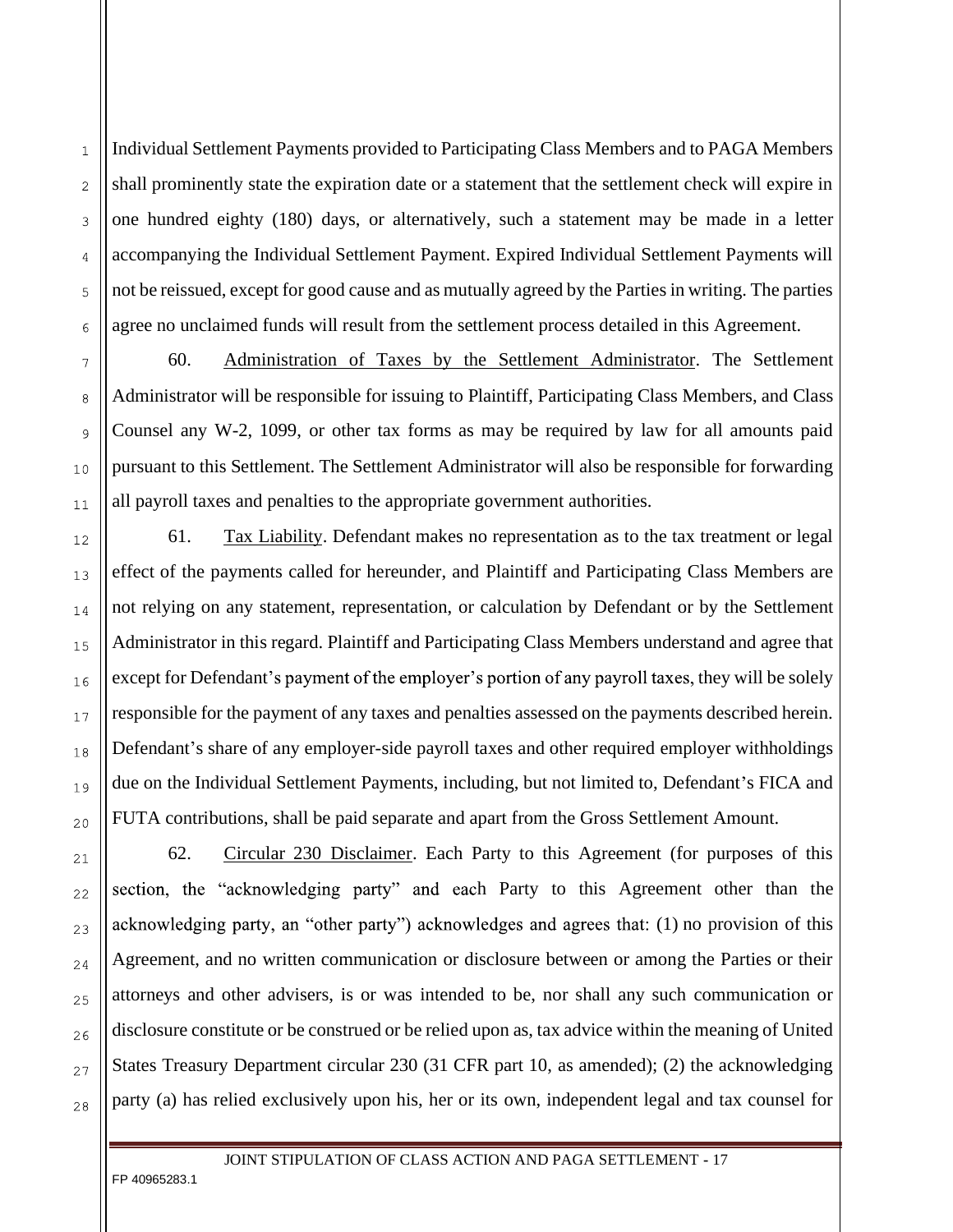Individual Settlement Payments provided to Participating Class Members and to PAGA Members shall prominently state the expiration date or a statement that the settlement check will expire in one hundred eighty (180) days, or alternatively, such a statement may be made in a letter accompanying the Individual Settlement Payment. Expired Individual Settlement Payments will not be reissued, except for good cause and as mutually agreed by the Parties in writing. The parties agree no unclaimed funds will result from the settlement process detailed in this Agreement.

60. Administration of Taxes by the Settlement Administrator. The Settlement Administrator will be responsible for issuing to Plaintiff, Participating Class Members, and Class Counsel any W-2, 1099, or other tax forms as may be required by law for all amounts paid pursuant to this Settlement. The Settlement Administrator will also be responsible for forwarding all payroll taxes and penalties to the appropriate government authorities.

61. Tax Liability. Defendant makes no representation as to the tax treatment or legal effect of the payments called for hereunder, and Plaintiff and Participating Class Members are not relying on any statement, representation, or calculation by Defendant or by the Settlement Administrator in this regard. Plaintiff and Participating Class Members understand and agree that except for Defendant's payment of the employer's portion of any payroll taxes, they will be solely responsible for the payment of any taxes and penalties assessed on the payments described herein. Defendant's share of any employer-side payroll taxes and other required employer withholdings due on the Individual Settlement Payments, including, but not limited to, Defendant's FICA and FUTA contributions, shall be paid separate and apart from the Gross Settlement Amount.

62. Circular 230 Disclaimer. Each Party to this Agreement (for purposes of this section, the "acknowledging party" and each Party to this Agreement other than the acknowledging party, an "other party") acknowledges and agrees that: (1) no provision of this Agreement, and no written communication or disclosure between or among the Parties or their attorneys and other advisers, is or was intended to be, nor shall any such communication or disclosure constitute or be construed or be relied upon as, tax advice within the meaning of United States Treasury Department circular 230 (31 CFR part 10, as amended); (2) the acknowledging party (a) has relied exclusively upon his, her or its own, independent legal and tax counsel for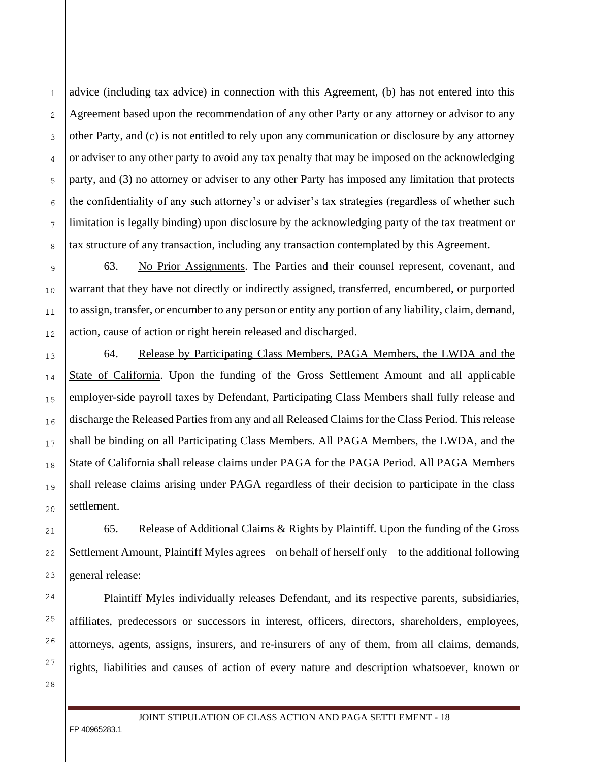advice (including tax advice) in connection with this Agreement, (b) has not entered into this Agreement based upon the recommendation of any other Party or any attorney or advisor to any other Party, and (c) is not entitled to rely upon any communication or disclosure by any attorney or adviser to any other party to avoid any tax penalty that may be imposed on the acknowledging party, and (3) no attorney or adviser to any other Party has imposed any limitation that protects the confidentiality of any such attorney's or adviser's tax strategies (regardless of whether such limitation is legally binding) upon disclosure by the acknowledging party of the tax treatment or tax structure of any transaction, including any transaction contemplated by this Agreement.

63. No Prior Assignments. The Parties and their counsel represent, covenant, and warrant that they have not directly or indirectly assigned, transferred, encumbered, or purported to assign, transfer, or encumber to any person or entity any portion of any liability, claim, demand, action, cause of action or right herein released and discharged.

64. Release by Participating Class Members, PAGA Members, the LWDA and the State of California. Upon the funding of the Gross Settlement Amount and all applicable employer-side payroll taxes by Defendant, Participating Class Members shall fully release and discharge the Released Parties from any and all Released Claims for the Class Period. This release shall be binding on all Participating Class Members. All PAGA Members, the LWDA, and the State of California shall release claims under PAGA for the PAGA Period. All PAGA Members shall release claims arising under PAGA regardless of their decision to participate in the class settlement.

65. Release of Additional Claims & Rights by Plaintiff. Upon the funding of the Gross Settlement Amount, Plaintiff Myles agrees – on behalf of herself only – to the additional following general release:

Plaintiff Myles individually releases Defendant, and its respective parents, subsidiaries, affiliates, predecessors or successors in interest, officers, directors, shareholders, employees, attorneys, agents, assigns, insurers, and re-insurers of any of them, from all claims, demands, rights, liabilities and causes of action of every nature and description whatsoever, known or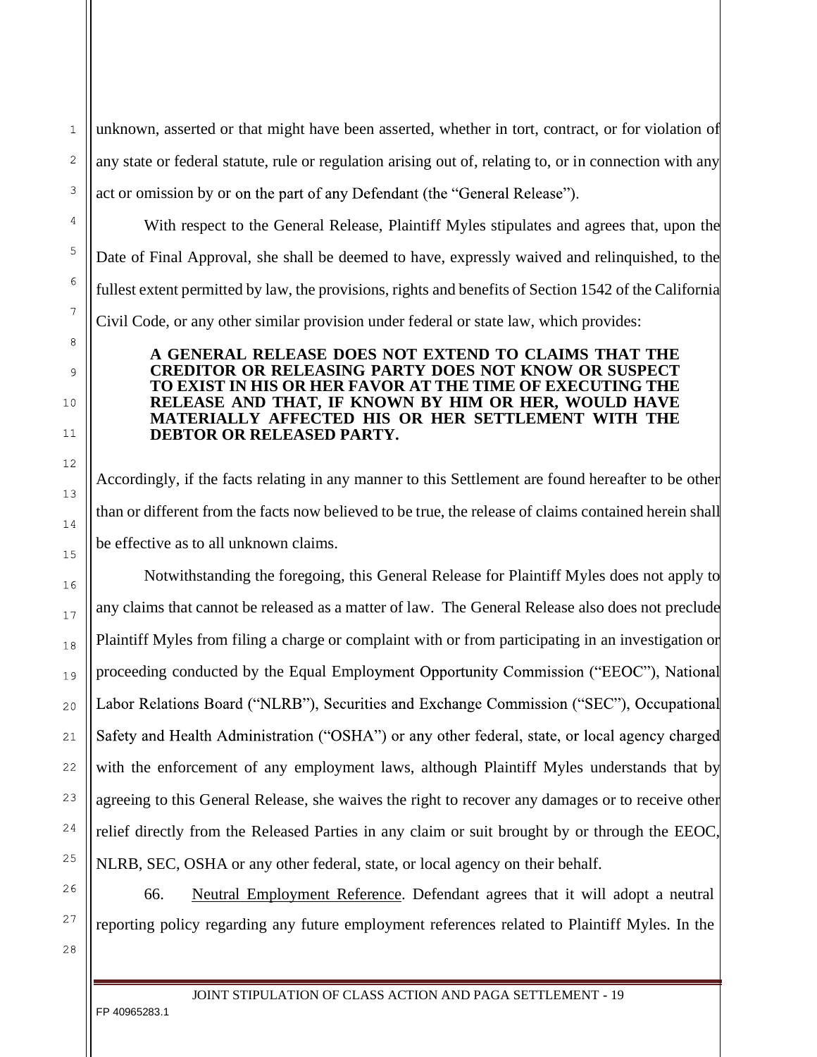unknown, asserted or that might have been asserted, whether in tort, contract, or for violation of any state or federal statute, rule or regulation arising out of, relating to, or in connection with any act or omission by or on the part of any Defendant (the "General Release").

With respect to the General Release, Plaintiff Myles stipulates and agrees that, upon the Date of Final Approval, she shall be deemed to have, expressly waived and relinquished, to the fullest extent permitted by law, the provisions, rights and benefits of Section 1542 of the California Civil Code, or any other similar provision under federal or state law, which provides:

> **A GENERAL RELEASE DOES NOT EXTEND TO CLAIMS THAT THE CREDITOR OR RELEASING PARTY DOES NOT KNOW OR SUSPECT TO EXIST IN HIS OR HER FAVOR AT THE TIME OF EXECUTING THE RELEASE AND THAT, IF KNOWN BY HIM OR HER, WOULD HAVE MATERIALLY AFFECTED HIS OR HER SETTLEMENT WITH THE DEBTOR OR RELEASED PARTY.**

Accordingly, if the facts relating in any manner to this Settlement are found hereafter to be other than or different from the facts now believed to be true, the release of claims contained herein shall be effective as to all unknown claims.

Notwithstanding the foregoing, this General Release for Plaintiff Myles does not apply to any claims that cannot be released as a matter of law. The General Release also does not preclude Plaintiff Myles from filing a charge or complaint with or from participating in an investigation or proceeding conducted by the Equal Employment Opportunity Commission ("EEOC"), National Labor Relations Board ("NLRB"), Securities and Exchange Commission ("SEC"), Occupational Safety and Health Administration ("OSHA") or any other federal, state, or local agency charged with the enforcement of any employment laws, although Plaintiff Myles understands that by agreeing to this General Release, she waives the right to recover any damages or to receive other relief directly from the Released Parties in any claim or suit brought by or through the EEOC, NLRB, SEC, OSHA or any other federal, state, or local agency on their behalf.

66. Neutral Employment Reference. Defendant agrees that it will adopt a neutral reporting policy regarding any future employment references related to Plaintiff Myles. In the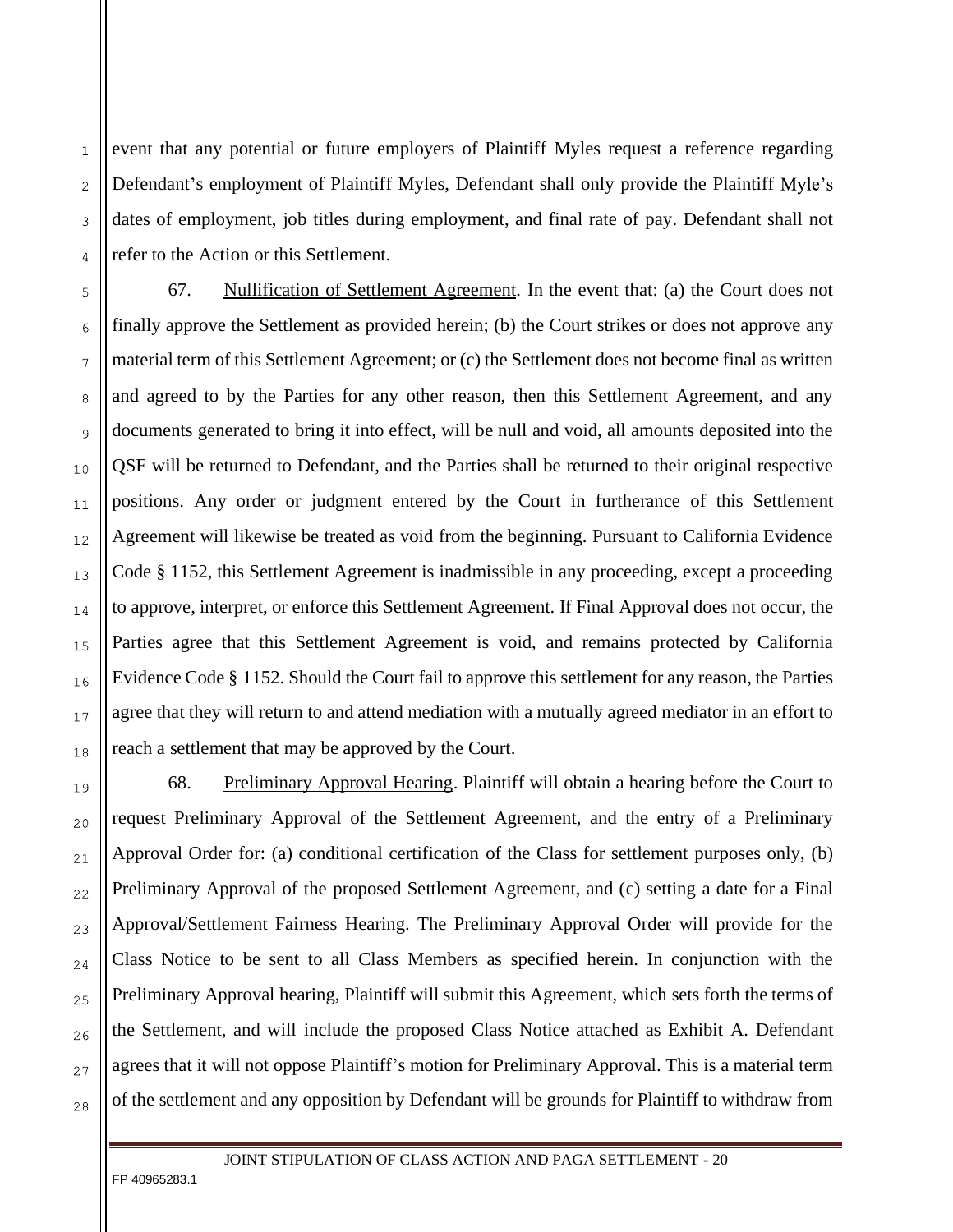event that any potential or future employers of Plaintiff Myles request a reference regarding Defendant's employment of Plaintiff Myles, Defendant shall only provide the Plaintiff Myle's dates of employment, job titles during employment, and final rate of pay. Defendant shall not refer to the Action or this Settlement.

67. Nullification of Settlement Agreement. In the event that: (a) the Court does not finally approve the Settlement as provided herein; (b) the Court strikes or does not approve any material term of this Settlement Agreement; or (c) the Settlement does not become final as written and agreed to by the Parties for any other reason, then this Settlement Agreement, and any documents generated to bring it into effect, will be null and void, all amounts deposited into the QSF will be returned to Defendant, and the Parties shall be returned to their original respective positions. Any order or judgment entered by the Court in furtherance of this Settlement Agreement will likewise be treated as void from the beginning. Pursuant to California Evidence Code § 1152, this Settlement Agreement is inadmissible in any proceeding, except a proceeding to approve, interpret, or enforce this Settlement Agreement. If Final Approval does not occur, the Parties agree that this Settlement Agreement is void, and remains protected by California Evidence Code § 1152. Should the Court fail to approve this settlement for any reason, the Parties agree that they will return to and attend mediation with a mutually agreed mediator in an effort to reach a settlement that may be approved by the Court.

68. Preliminary Approval Hearing. Plaintiff will obtain a hearing before the Court to request Preliminary Approval of the Settlement Agreement, and the entry of a Preliminary Approval Order for: (a) conditional certification of the Class for settlement purposes only, (b) Preliminary Approval of the proposed Settlement Agreement, and (c) setting a date for a Final Approval/Settlement Fairness Hearing. The Preliminary Approval Order will provide for the Class Notice to be sent to all Class Members as specified herein. In conjunction with the Preliminary Approval hearing, Plaintiff will submit this Agreement, which sets forth the terms of the Settlement, and will include the proposed Class Notice attached as Exhibit A. Defendant agrees that it will not oppose Plaintiff's motion for Preliminary Approval. This is a material term of the settlement and any opposition by Defendant will be grounds for Plaintiff to withdraw from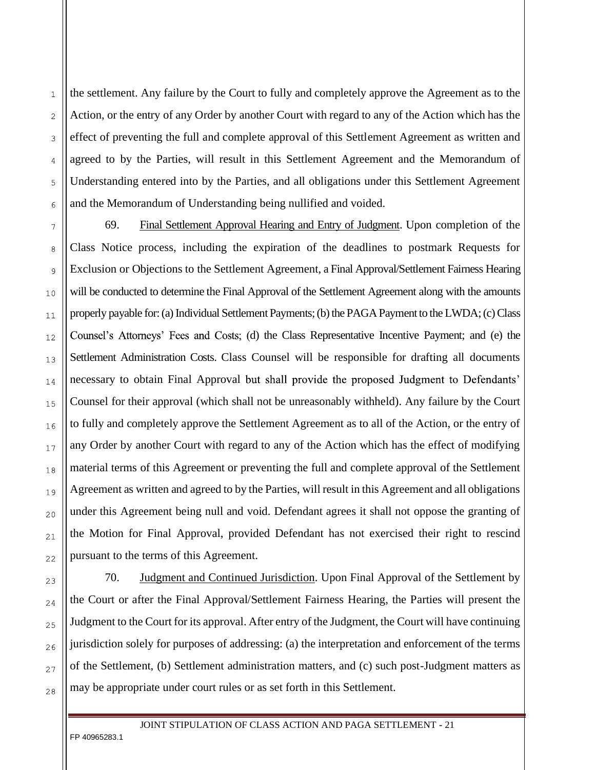the settlement. Any failure by the Court to fully and completely approve the Agreement as to the Action, or the entry of any Order by another Court with regard to any of the Action which has the effect of preventing the full and complete approval of this Settlement Agreement as written and agreed to by the Parties, will result in this Settlement Agreement and the Memorandum of Understanding entered into by the Parties, and all obligations under this Settlement Agreement and the Memorandum of Understanding being nullified and voided.

69. Final Settlement Approval Hearing and Entry of Judgment. Upon completion of the Class Notice process, including the expiration of the deadlines to postmark Requests for Exclusion or Objections to the Settlement Agreement, a Final Approval/Settlement Fairness Hearing will be conducted to determine the Final Approval of the Settlement Agreement along with the amounts properly payable for: (a) Individual Settlement Payments; (b) the PAGA Payment to the LWDA; (c) Class Counsel's Attorneys' Fees and Costs; (d) the Class Representative Incentive Payment; and (e) the Settlement Administration Costs. Class Counsel will be responsible for drafting all documents necessary to obtain Final Approval but shall provide the proposed Judgment to Defendants' Counsel for their approval (which shall not be unreasonably withheld). Any failure by the Court to fully and completely approve the Settlement Agreement as to all of the Action, or the entry of any Order by another Court with regard to any of the Action which has the effect of modifying material terms of this Agreement or preventing the full and complete approval of the Settlement Agreement as written and agreed to by the Parties, will result in this Agreement and all obligations under this Agreement being null and void. Defendant agrees it shall not oppose the granting of the Motion for Final Approval, provided Defendant has not exercised their right to rescind pursuant to the terms of this Agreement.

70. Judgment and Continued Jurisdiction. Upon Final Approval of the Settlement by the Court or after the Final Approval/Settlement Fairness Hearing, the Parties will present the Judgment to the Court for its approval. After entry of the Judgment, the Court will have continuing jurisdiction solely for purposes of addressing: (a) the interpretation and enforcement of the terms of the Settlement, (b) Settlement administration matters, and (c) such post-Judgment matters as may be appropriate under court rules or as set forth in this Settlement.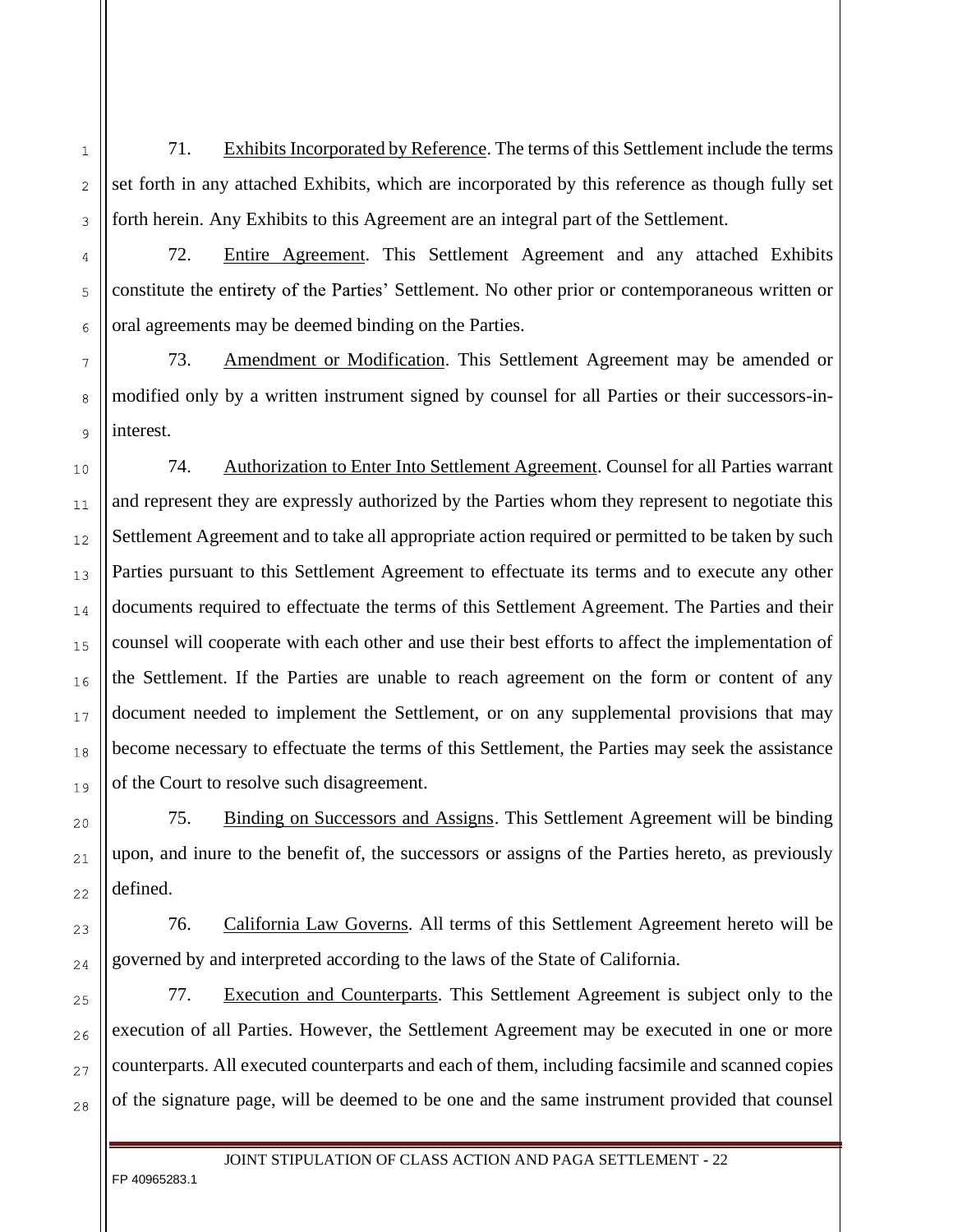71. Exhibits Incorporated by Reference. The terms of this Settlement include the terms set forth in any attached Exhibits, which are incorporated by this reference as though fully set forth herein. Any Exhibits to this Agreement are an integral part of the Settlement.

72. Entire Agreement. This Settlement Agreement and any attached Exhibits constitute the entirety of the Parties' Settlement. No other prior or contemporaneous written or oral agreements may be deemed binding on the Parties.

73. Amendment or Modification. This Settlement Agreement may be amended or modified only by a written instrument signed by counsel for all Parties or their successors-in-interest.

74. Authorization to Enter Into Settlement Agreement. Counsel for all Parties warrant and represent they are expressly authorized by the Parties whom they represent to negotiate this Settlement Agreement and to take all appropriate action required or permitted to be taken by such Parties pursuant to this Settlement Agreement to effectuate its terms and to execute any other documents required to effectuate the terms of this Settlement Agreement. The Parties and their counsel will cooperate with each other and use their best efforts to affect the implementation of the Settlement. If the Parties are unable to reach agreement on the form or content of any document needed to implement the Settlement, or on any supplemental provisions that may become necessary to effectuate the terms of this Settlement, the Parties may seek the assistance of the Court to resolve such disagreement.

75. Binding on Successors and Assigns. This Settlement Agreement will be binding upon, and inure to the benefit of, the successors or assigns of the Parties hereto, as previously defined.

76. California Law Governs. All terms of this Settlement Agreement hereto will be governed by and interpreted according to the laws of the State of California.

77. Execution and Counterparts. This Settlement Agreement is subject only to the execution of all Parties. However, the Settlement Agreement may be executed in one or more counterparts. All executed counterparts and each of them, including facsimile and scanned copies of the signature page, will be deemed to be one and the same instrument provided that counsel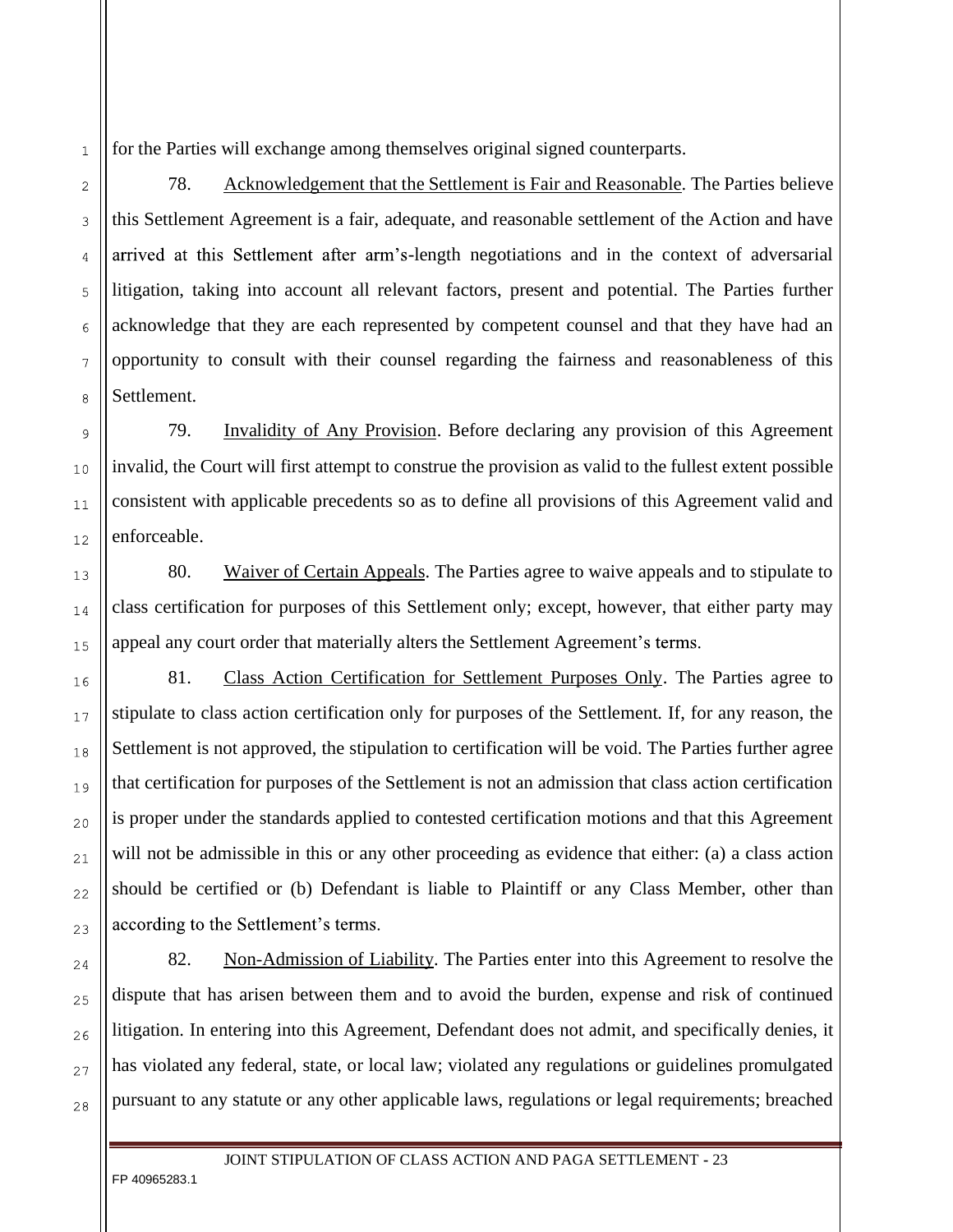for the Parties will exchange among themselves original signed counterparts.

78. Acknowledgement that the Settlement is Fair and Reasonable. The Parties believe this Settlement Agreement is a fair, adequate, and reasonable settlement of the Action and have arrived at this Settlement after arm's-length negotiations and in the context of adversarial litigation, taking into account all relevant factors, present and potential. The Parties further acknowledge that they are each represented by competent counsel and that they have had an opportunity to consult with their counsel regarding the fairness and reasonableness of this Settlement.

79. Invalidity of Any Provision. Before declaring any provision of this Agreement invalid, the Court will first attempt to construe the provision as valid to the fullest extent possible consistent with applicable precedents so as to define all provisions of this Agreement valid and enforceable.

80. Waiver of Certain Appeals. The Parties agree to waive appeals and to stipulate to class certification for purposes of this Settlement only; except, however, that either party may appeal any court order that materially alters the Settlement Agreement's terms.

81. Class Action Certification for Settlement Purposes Only. The Parties agree to stipulate to class action certification only for purposes of the Settlement. If, for any reason, the Settlement is not approved, the stipulation to certification will be void. The Parties further agree that certification for purposes of the Settlement is not an admission that class action certification is proper under the standards applied to contested certification motions and that this Agreement will not be admissible in this or any other proceeding as evidence that either: (a) a class action should be certified or (b) Defendant is liable to Plaintiff or any Class Member, other than according to the Settlement's terms.

82. Non-Admission of Liability. The Parties enter into this Agreement to resolve the dispute that has arisen between them and to avoid the burden, expense and risk of continued litigation. In entering into this Agreement, Defendant does not admit, and specifically denies, it has violated any federal, state, or local law; violated any regulations or guidelines promulgated pursuant to any statute or any other applicable laws, regulations or legal requirements; breached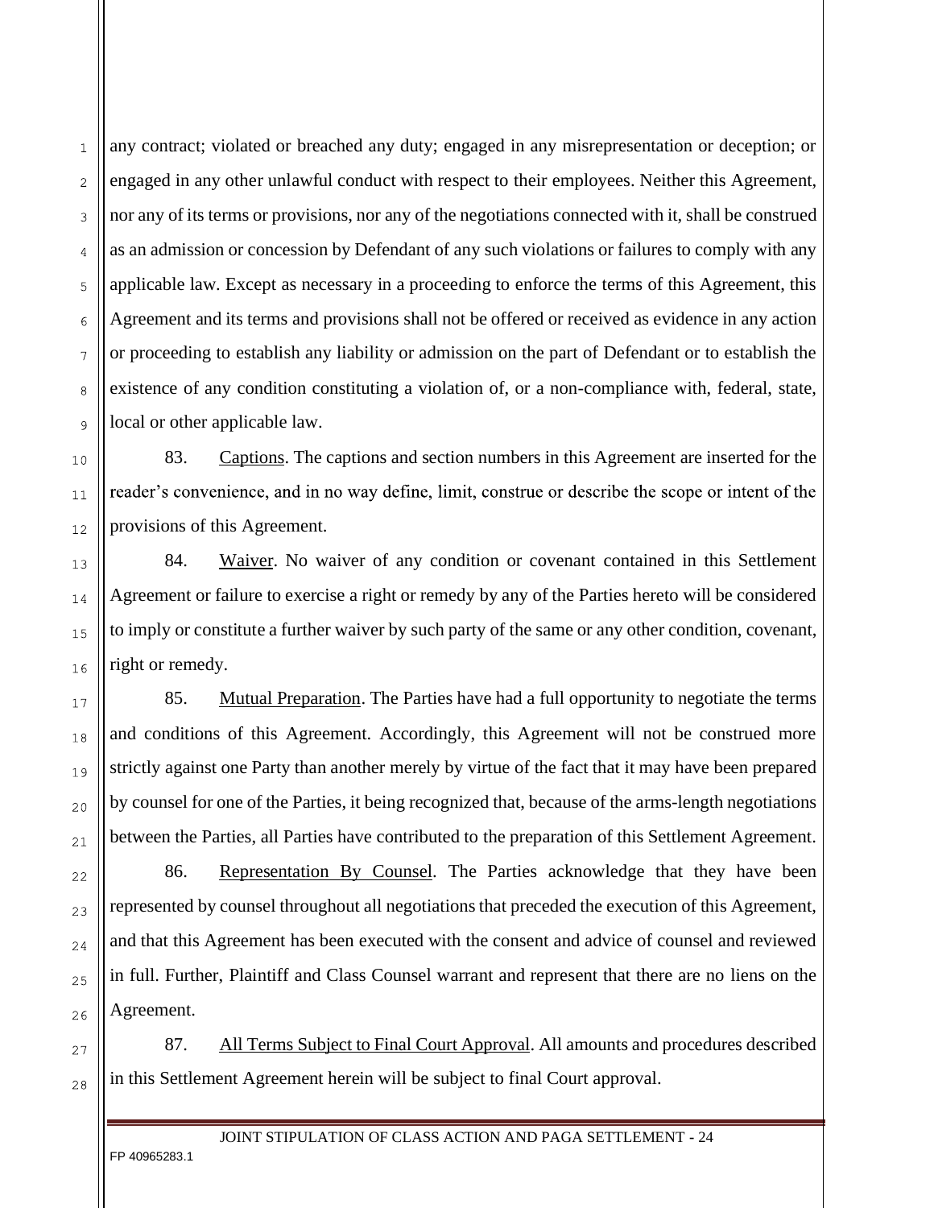any contract; violated or breached any duty; engaged in any misrepresentation or deception; or engaged in any other unlawful conduct with respect to their employees. Neither this Agreement, nor any of its terms or provisions, nor any of the negotiations connected with it, shall be construed as an admission or concession by Defendant of any such violations or failures to comply with any applicable law. Except as necessary in a proceeding to enforce the terms of this Agreement, this Agreement and its terms and provisions shall not be offered or received as evidence in any action or proceeding to establish any liability or admission on the part of Defendant or to establish the existence of any condition constituting a violation of, or a non-compliance with, federal, state, local or other applicable law.

83. Captions. The captions and section numbers in this Agreement are inserted for the reader's convenience, and in no way define, limit, construe or describe the scope or intent of the provisions of this Agreement.

84. Waiver. No waiver of any condition or covenant contained in this Settlement Agreement or failure to exercise a right or remedy by any of the Parties hereto will be considered to imply or constitute a further waiver by such party of the same or any other condition, covenant, right or remedy.

85. Mutual Preparation. The Parties have had a full opportunity to negotiate the terms and conditions of this Agreement. Accordingly, this Agreement will not be construed more strictly against one Party than another merely by virtue of the fact that it may have been prepared by counsel for one of the Parties, it being recognized that, because of the arms-length negotiations between the Parties, all Parties have contributed to the preparation of this Settlement Agreement.

86. Representation By Counsel. The Parties acknowledge that they have been represented by counsel throughout all negotiations that preceded the execution of this Agreement, and that this Agreement has been executed with the consent and advice of counsel and reviewed in full. Further, Plaintiff and Class Counsel warrant and represent that there are no liens on the Agreement.

87. All Terms Subject to Final Court Approval. All amounts and procedures described in this Settlement Agreement herein will be subject to final Court approval.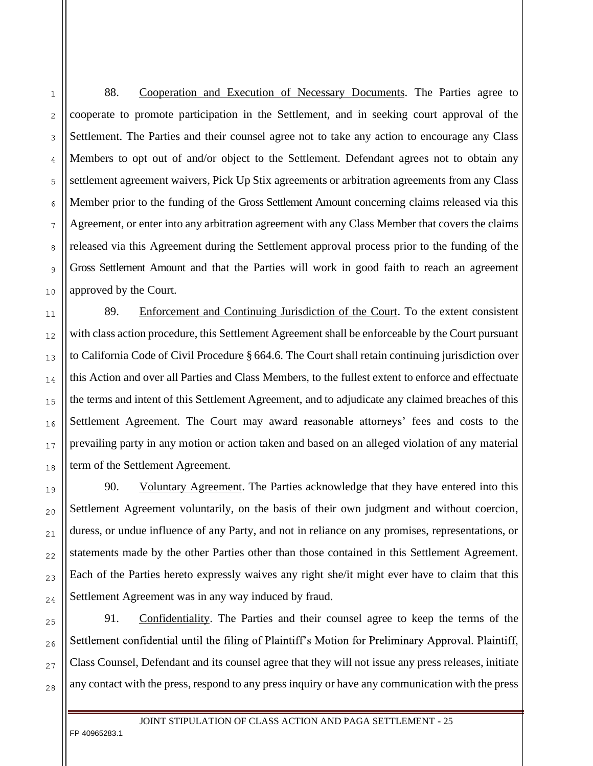88. Cooperation and Execution of Necessary Documents. The Parties agree to cooperate to promote participation in the Settlement, and in seeking court approval of the Settlement. The Parties and their counsel agree not to take any action to encourage any Class Members to opt out of and/or object to the Settlement. Defendant agrees not to obtain any settlement agreement waivers, Pick Up Stix agreements or arbitration agreements from any Class Member prior to the funding of the Gross Settlement Amount concerning claims released via this Agreement, or enter into any arbitration agreement with any Class Member that covers the claims released via this Agreement during the Settlement approval process prior to the funding of the Gross Settlement Amount and that the Parties will work in good faith to reach an agreement approved by the Court.

89. Enforcement and Continuing Jurisdiction of the Court. To the extent consistent with class action procedure, this Settlement Agreement shall be enforceable by the Court pursuant to California Code of Civil Procedure § 664.6. The Court shall retain continuing jurisdiction over this Action and over all Parties and Class Members, to the fullest extent to enforce and effectuate the terms and intent of this Settlement Agreement, and to adjudicate any claimed breaches of this Settlement Agreement. The Court may award reasonable attorneys' fees and costs to the prevailing party in any motion or action taken and based on an alleged violation of any material term of the Settlement Agreement.

90. Voluntary Agreement. The Parties acknowledge that they have entered into this Settlement Agreement voluntarily, on the basis of their own judgment and without coercion, duress, or undue influence of any Party, and not in reliance on any promises, representations, or statements made by the other Parties other than those contained in this Settlement Agreement. Each of the Parties hereto expressly waives any right she/it might ever have to claim that this Settlement Agreement was in any way induced by fraud.

91. Confidentiality. The Parties and their counsel agree to keep the terms of the Settlement confidential until the filing of Plaintiff's Motion for Preliminary Approval. Plaintiff, Class Counsel, Defendant and its counsel agree that they will not issue any press releases, initiate any contact with the press, respond to any press inquiry or have any communication with the press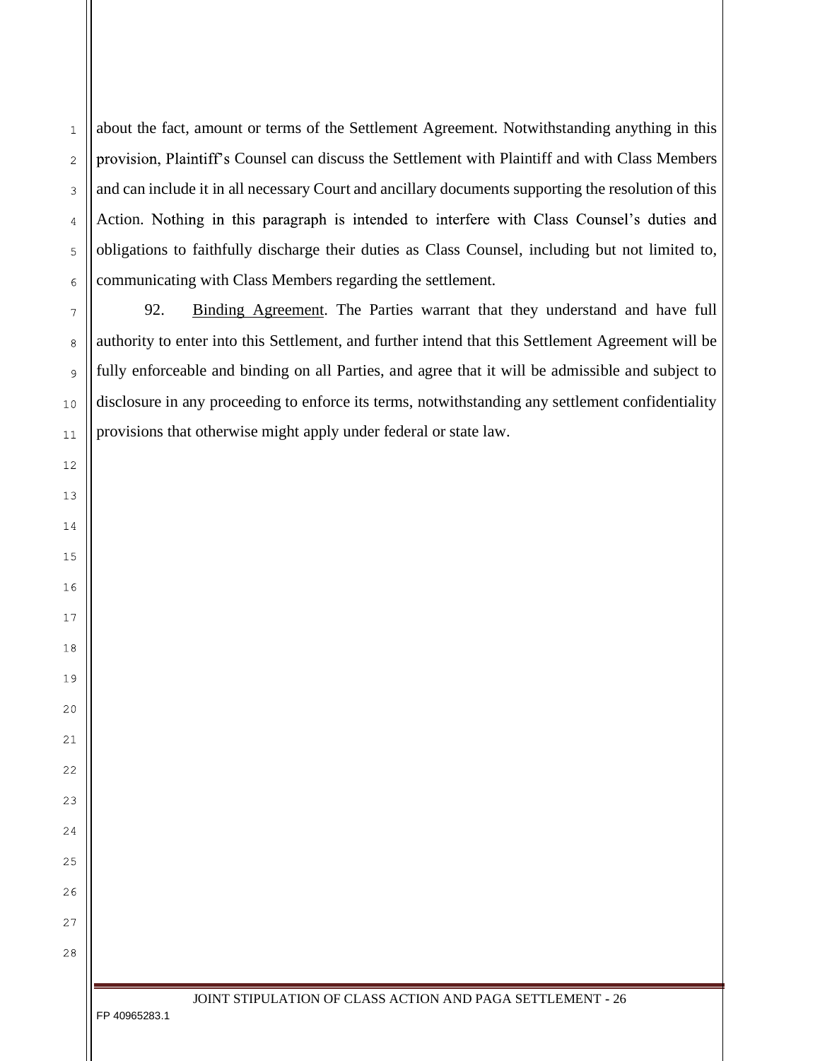about the fact, amount or terms of the Settlement Agreement. Notwithstanding anything in this provision, Plaintiff's Counsel can discuss the Settlement with Plaintiff and with Class Members and can include it in all necessary Court and ancillary documents supporting the resolution of this Action. Nothing in this paragraph is intended to interfere with Class Counsel's duties and obligations to faithfully discharge their duties as Class Counsel, including but not limited to, communicating with Class Members regarding the settlement.

92. Binding Agreement. The Parties warrant that they understand and have full authority to enter into this Settlement, and further intend that this Settlement Agreement will be fully enforceable and binding on all Parties, and agree that it will be admissible and subject to disclosure in any proceeding to enforce its terms, notwithstanding any settlement confidentiality provisions that otherwise might apply under federal or state law.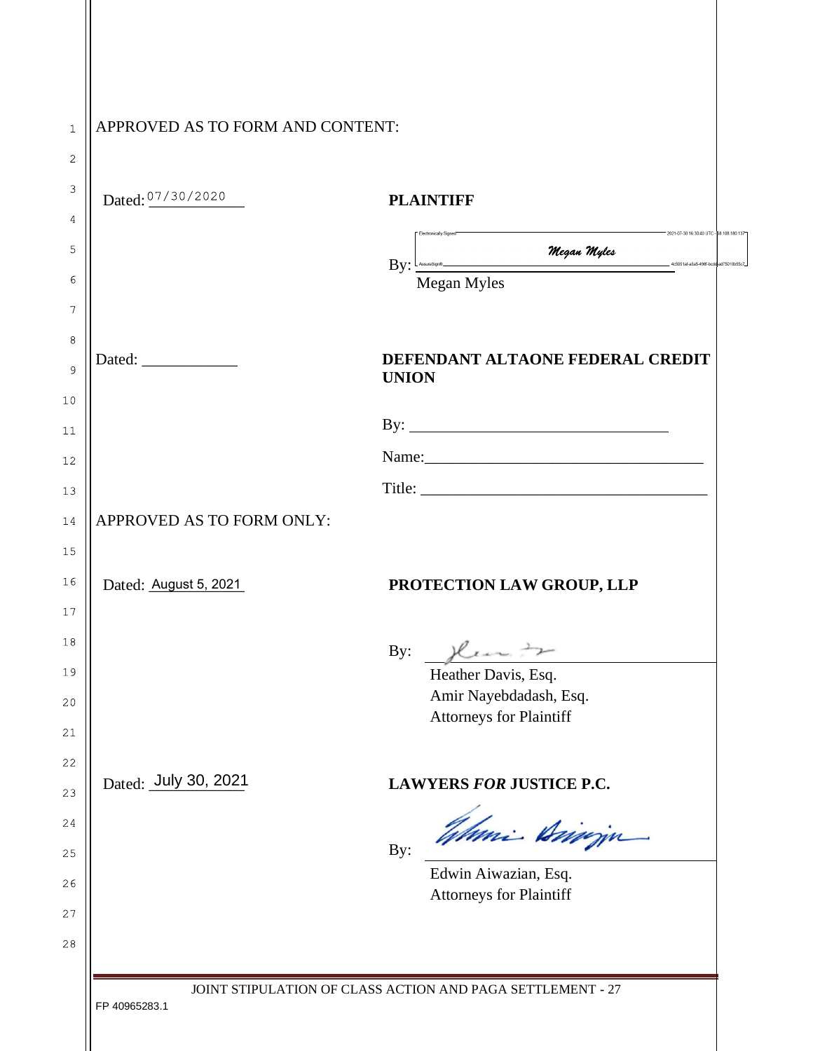APPROVED AS TO FORM AND CONTENT:

Dated: 07/30/2020

**PLAINTIFF**

Electronically Signed 2021-07-30 16:30:40 UTC

By: *Megan Myles*

Megan Myles

Dated: ____________

**DEFENDANT ALTAONE FEDERAL CREDIT UNION**

By: ________________________________

Name: ____________________________________

Title: ____________________________________

APPROVED AS TO FORM ONLY:

Dated: August 5, 2021

**PROTECTION LAW GROUP, LLP**

By: ________________________________

Heather Davis, Esq.
Amir Nayebdadash, Esq.
Attorneys for Plaintiff

Dated: July 30, 2021

**LAWYERS *FOR* JUSTICE P.C.**

By: ________________________________

Edwin Aiwazian, Esq.
Attorneys for Plaintiff

FP 40965283.1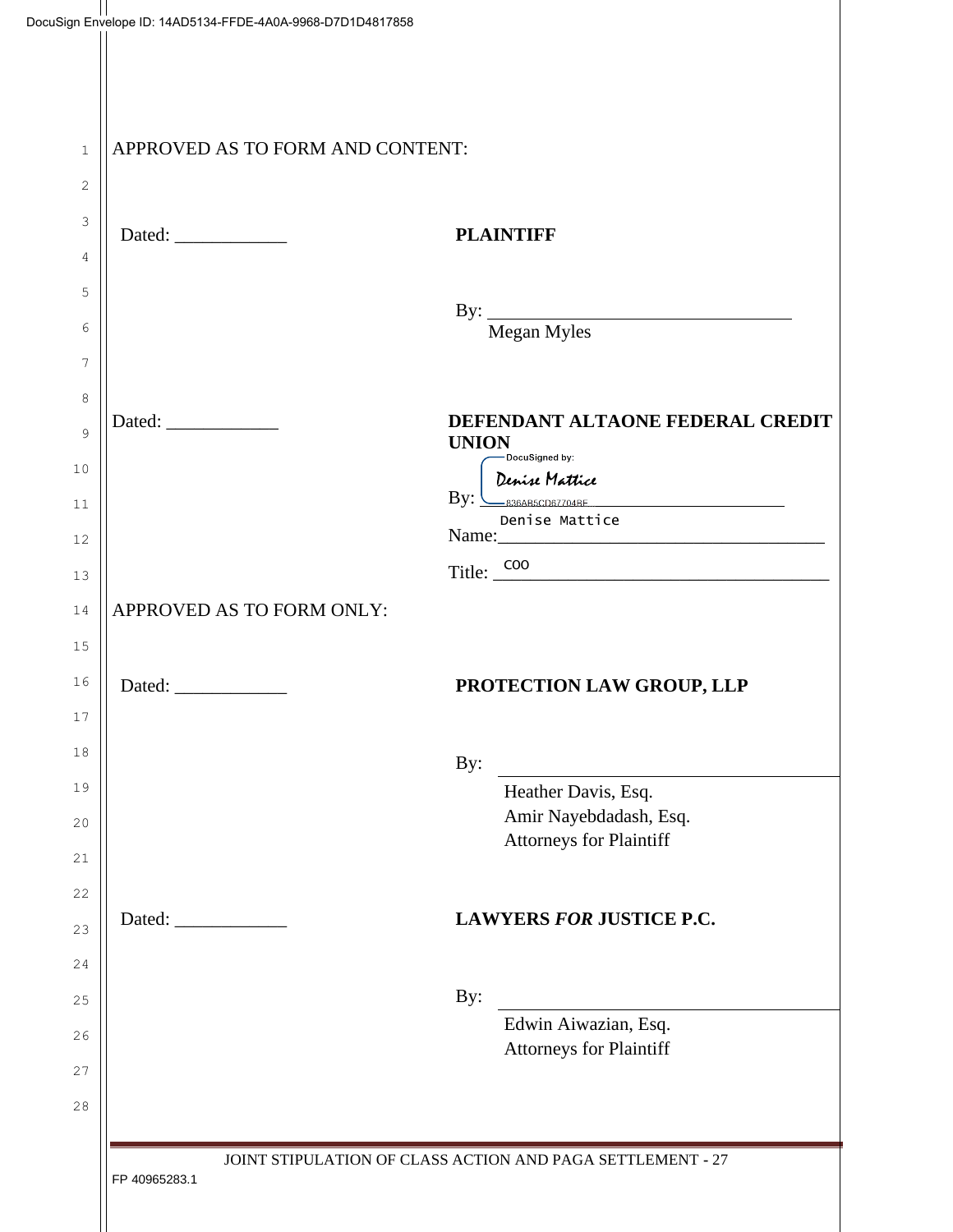APPROVED AS TO FORM AND CONTENT:

Dated: ____________ **PLAINTIFF**

By: _________________________________
Megan Myles

Dated: ____________ **DEFENDANT ALTAONE FEDERAL CREDIT UNION**

DocuSigned by:
By: Denise Mattice
836AB5CD87704BF...

Name: Denise Mattice

Title: COO

APPROVED AS TO FORM ONLY:

Dated: ____________ **PROTECTION LAW GROUP, LLP**

By: _________________________________
Heather Davis, Esq.
Amir Nayebdadash, Esq.
Attorneys for Plaintiff

Dated: ____________ **LAWYERS *FOR* JUSTICE P.C.**

By: _________________________________
Edwin Aiwazian, Esq.
Attorneys for Plaintiff

JOINT STIPULATION OF CLASS ACTION AND PAGA SETTLEMENT - 27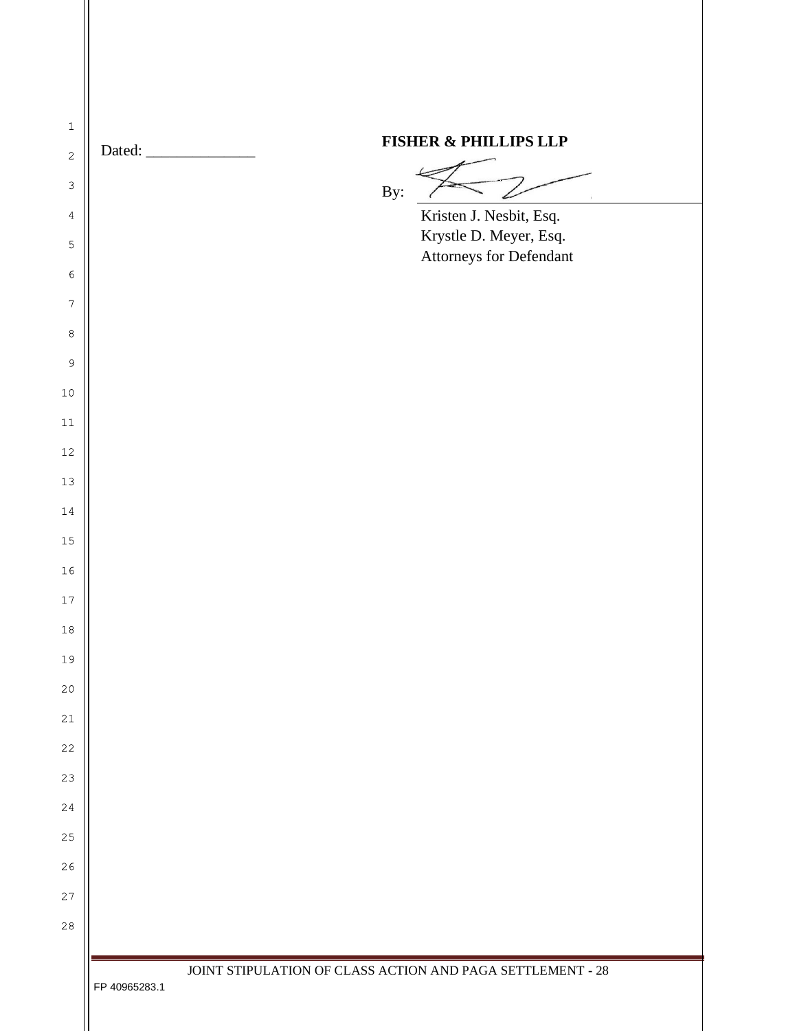Dated: ______________

**FISHER & PHILLIPS LLP**

By: ____________________

Kristen J. Nesbit, Esq.
Krystle D. Meyer, Esq.
Attorneys for Defendant